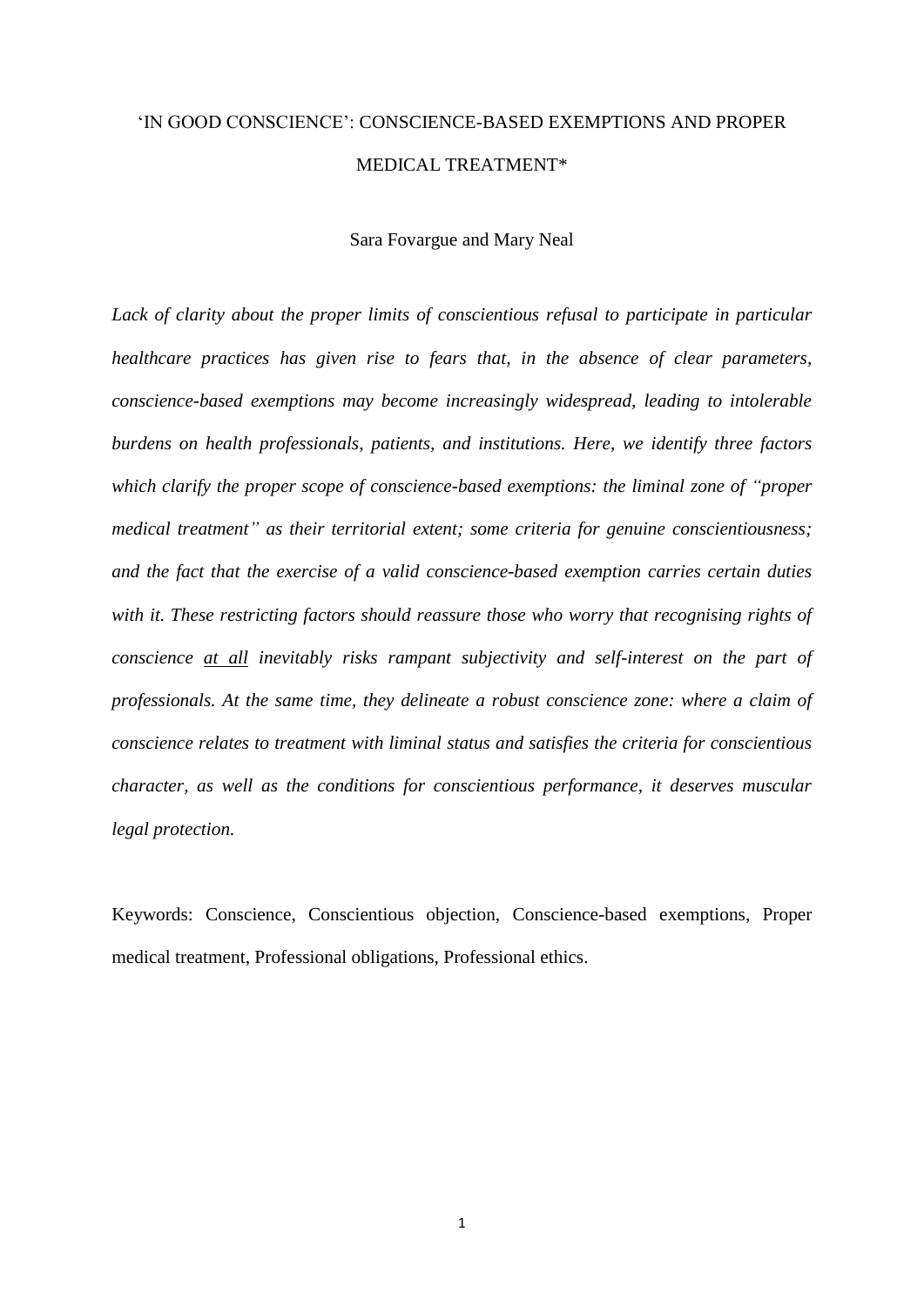# 'IN GOOD CONSCIENCE': CONSCIENCE-BASED EXEMPTIONS AND PROPER MEDICAL TREATMENT*

Sara Fovargue and Mary Neal

*Lack of clarity about the proper limits of conscientious refusal to participate in particular healthcare practices has given rise to fears that, in the absence of clear parameters, conscience-based exemptions may become increasingly widespread, leading to intolerable burdens on health professionals, patients, and institutions. Here, we identify three factors which clarify the proper scope of conscience-based exemptions: the liminal zone of "proper medical treatment" as their territorial extent; some criteria for genuine conscientiousness; and the fact that the exercise of a valid conscience-based exemption carries certain duties with it. These restricting factors should reassure those who worry that recognising rights of conscience <u>at all</u> inevitably risks rampant subjectivity and self-interest on the part of professionals. At the same time, they delineate a robust conscience zone: where a claim of conscience relates to treatment with liminal status and satisfies the criteria for conscientious character, as well as the conditions for conscientious performance, it deserves muscular legal protection.*

Keywords: Conscience, Conscientious objection, Conscience-based exemptions, Proper medical treatment, Professional obligations, Professional ethics.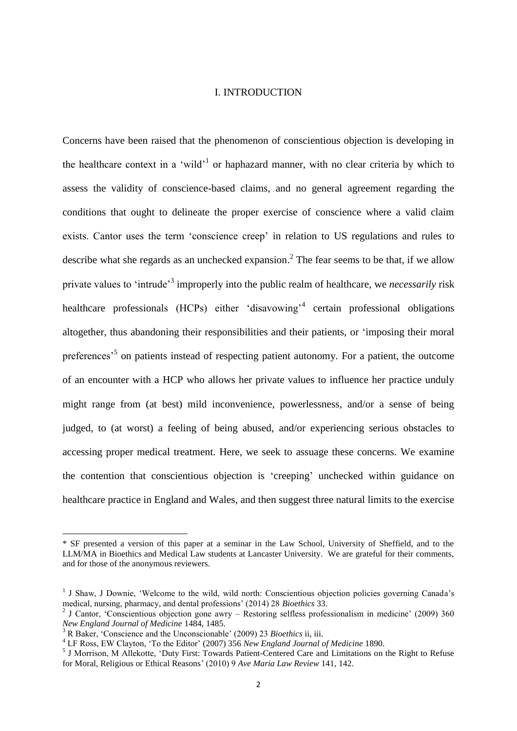## I. INTRODUCTION

Concerns have been raised that the phenomenon of conscientious objection is developing in the healthcare context in a 'wild'[1] or haphazard manner, with no clear criteria by which to assess the validity of conscience-based claims, and no general agreement regarding the conditions that ought to delineate the proper exercise of conscience where a valid claim exists. Cantor uses the term 'conscience creep' in relation to US regulations and rules to describe what she regards as an unchecked expansion.[2] The fear seems to be that, if we allow private values to 'intrude'[3] improperly into the public realm of healthcare, we *necessarily* risk healthcare professionals (HCPs) either 'disavowing'[4] certain professional obligations altogether, thus abandoning their responsibilities and their patients, or 'imposing their moral preferences'[5] on patients instead of respecting patient autonomy. For a patient, the outcome of an encounter with a HCP who allows her private values to influence her practice unduly might range from (at best) mild inconvenience, powerlessness, and/or a sense of being judged, to (at worst) a feeling of being abused, and/or experiencing serious obstacles to accessing proper medical treatment. Here, we seek to assuage these concerns. We examine the contention that conscientious objection is 'creeping' unchecked within guidance on healthcare practice in England and Wales, and then suggest three natural limits to the exercise

---

\* SF presented a version of this paper at a seminar in the Law School, University of Sheffield, and to the LLM/MA in Bioethics and Medical Law students at Lancaster University. We are grateful for their comments, and for those of the anonymous reviewers.

[1] J Shaw, J Downie, 'Welcome to the wild, wild north: Conscientious objection policies governing Canada's medical, nursing, pharmacy, and dental professions' (2014) 28 *Bioethics* 33.

[2] J Cantor, 'Conscientious objection gone awry – Restoring selfless professionalism in medicine' (2009) 360 *New England Journal of Medicine* 1484, 1485.

[3] R Baker, 'Conscience and the Unconscionable' (2009) 23 *Bioethics* ii, iii.

[4] LF Ross, EW Clayton, 'To the Editor' (2007) 356 *New England Journal of Medicine* 1890.

[5] J Morrison, M Allekotte, 'Duty First: Towards Patient-Centered Care and Limitations on the Right to Refuse for Moral, Religious or Ethical Reasons' (2010) 9 *Ave Maria Law Review* 141, 142.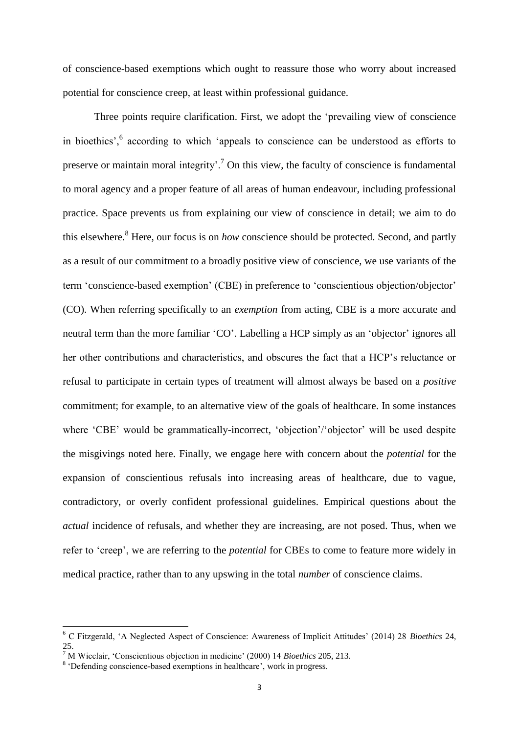of conscience-based exemptions which ought to reassure those who worry about increased potential for conscience creep, at least within professional guidance.

Three points require clarification. First, we adopt the 'prevailing view of conscience in bioethics',[6] according to which 'appeals to conscience can be understood as efforts to preserve or maintain moral integrity'.[7] On this view, the faculty of conscience is fundamental to moral agency and a proper feature of all areas of human endeavour, including professional practice. Space prevents us from explaining our view of conscience in detail; we aim to do this elsewhere.[8] Here, our focus is on *how* conscience should be protected. Second, and partly as a result of our commitment to a broadly positive view of conscience, we use variants of the term 'conscience-based exemption' (CBE) in preference to 'conscientious objection/objector' (CO). When referring specifically to an *exemption* from acting, CBE is a more accurate and neutral term than the more familiar 'CO'. Labelling a HCP simply as an 'objector' ignores all her other contributions and characteristics, and obscures the fact that a HCP's reluctance or refusal to participate in certain types of treatment will almost always be based on a *positive* commitment; for example, to an alternative view of the goals of healthcare. In some instances where 'CBE' would be grammatically-incorrect, 'objection'/'objector' will be used despite the misgivings noted here. Finally, we engage here with concern about the *potential* for the expansion of conscientious refusals into increasing areas of healthcare, due to vague, contradictory, or overly confident professional guidelines. Empirical questions about the *actual* incidence of refusals, and whether they are increasing, are not posed. Thus, when we refer to 'creep', we are referring to the *potential* for CBEs to come to feature more widely in medical practice, rather than to any upswing in the total *number* of conscience claims.

---

[6] C Fitzgerald, 'A Neglected Aspect of Conscience: Awareness of Implicit Attitudes' (2014) 28 *Bioethics* 24, 25.

[7] M Wicclair, 'Conscientious objection in medicine' (2000) 14 *Bioethics* 205, 213.

[8] 'Defending conscience-based exemptions in healthcare', work in progress.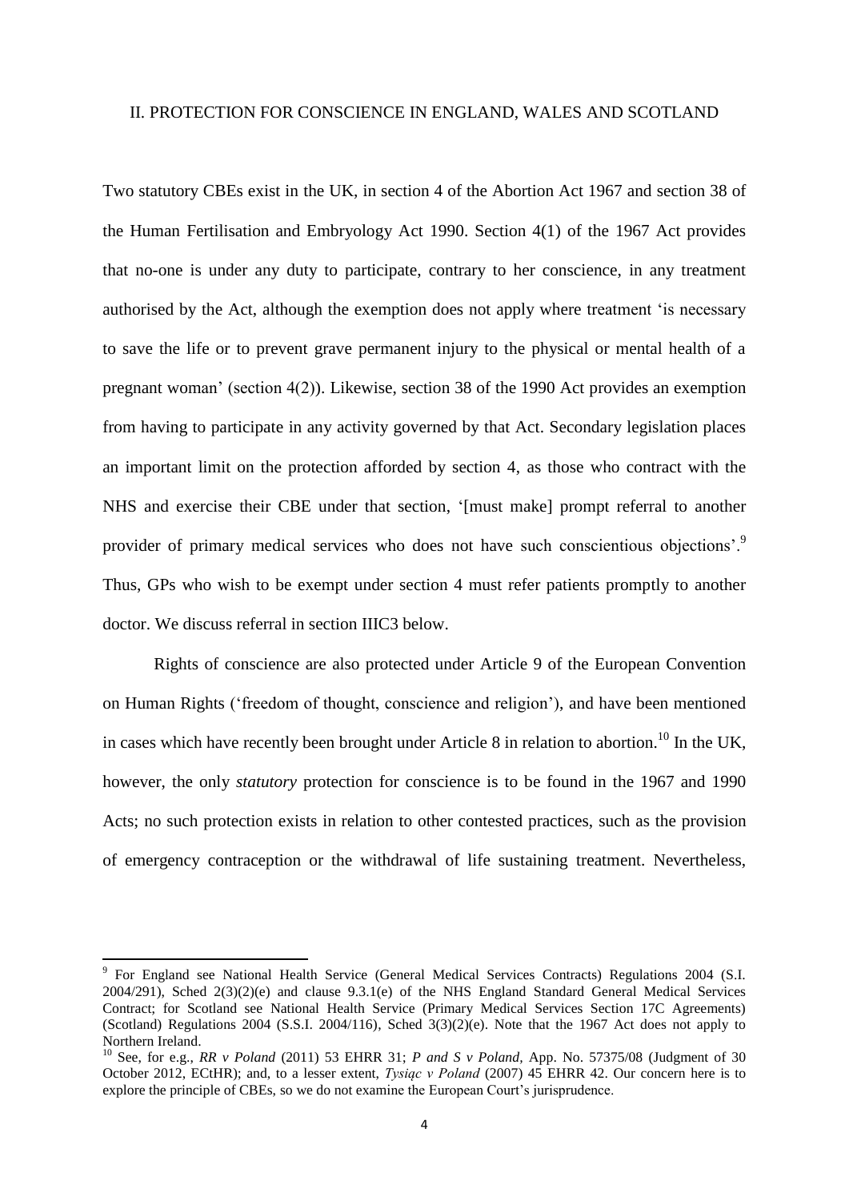## II. PROTECTION FOR CONSCIENCE IN ENGLAND, WALES AND SCOTLAND

Two statutory CBEs exist in the UK, in section 4 of the Abortion Act 1967 and section 38 of the Human Fertilisation and Embryology Act 1990. Section 4(1) of the 1967 Act provides that no-one is under any duty to participate, contrary to her conscience, in any treatment authorised by the Act, although the exemption does not apply where treatment 'is necessary to save the life or to prevent grave permanent injury to the physical or mental health of a pregnant woman' (section 4(2)). Likewise, section 38 of the 1990 Act provides an exemption from having to participate in any activity governed by that Act. Secondary legislation places an important limit on the protection afforded by section 4, as those who contract with the NHS and exercise their CBE under that section, '[must make] prompt referral to another provider of primary medical services who does not have such conscientious objections'.[9] Thus, GPs who wish to be exempt under section 4 must refer patients promptly to another doctor. We discuss referral in section IIIC3 below.

Rights of conscience are also protected under Article 9 of the European Convention on Human Rights ('freedom of thought, conscience and religion'), and have been mentioned in cases which have recently been brought under Article 8 in relation to abortion.[10] In the UK, however, the only *statutory* protection for conscience is to be found in the 1967 and 1990 Acts; no such protection exists in relation to other contested practices, such as the provision of emergency contraception or the withdrawal of life sustaining treatment. Nevertheless,

---

[9] For England see National Health Service (General Medical Services Contracts) Regulations 2004 (S.I. 2004/291), Sched 2(3)(2)(e) and clause 9.3.1(e) of the NHS England Standard General Medical Services Contract; for Scotland see National Health Service (Primary Medical Services Section 17C Agreements) (Scotland) Regulations 2004 (S.S.I. 2004/116), Sched 3(3)(2)(e). Note that the 1967 Act does not apply to Northern Ireland.

[10] See, for e.g., *RR v Poland* (2011) 53 EHRR 31; *P and S v Poland*, App. No. 57375/08 (Judgment of 30 October 2012, ECtHR); and, to a lesser extent, *Tysiąc v Poland* (2007) 45 EHRR 42. Our concern here is to explore the principle of CBEs, so we do not examine the European Court's jurisprudence.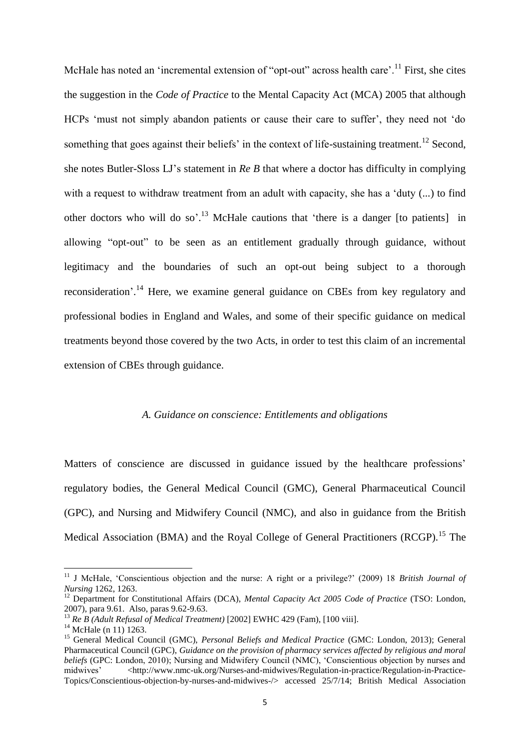McHale has noted an 'incremental extension of "opt-out" across health care'.[11] First, she cites the suggestion in the *Code of Practice* to the Mental Capacity Act (MCA) 2005 that although HCPs 'must not simply abandon patients or cause their care to suffer', they need not 'do something that goes against their beliefs' in the context of life-sustaining treatment.[12] Second, she notes Butler-Sloss LJ's statement in *Re B* that where a doctor has difficulty in complying with a request to withdraw treatment from an adult with capacity, she has a 'duty (...) to find other doctors who will do so'.[13] McHale cautions that 'there is a danger [to patients] in allowing "opt-out" to be seen as an entitlement gradually through guidance, without legitimacy and the boundaries of such an opt-out being subject to a thorough reconsideration'.[14] Here, we examine general guidance on CBEs from key regulatory and professional bodies in England and Wales, and some of their specific guidance on medical treatments beyond those covered by the two Acts, in order to test this claim of an incremental extension of CBEs through guidance.

### *A. Guidance on conscience: Entitlements and obligations*

Matters of conscience are discussed in guidance issued by the healthcare professions' regulatory bodies, the General Medical Council (GMC), General Pharmaceutical Council (GPC), and Nursing and Midwifery Council (NMC), and also in guidance from the British Medical Association (BMA) and the Royal College of General Practitioners (RCGP).[15] The

---

[11] J McHale, 'Conscientious objection and the nurse: A right or a privilege?' (2009) 18 *British Journal of Nursing* 1262, 1263.

[12] Department for Constitutional Affairs (DCA), *Mental Capacity Act 2005 Code of Practice* (TSO: London, 2007), para 9.61. Also, paras 9.62-9.63.

[13] *Re B (Adult Refusal of Medical Treatment)* [2002] EWHC 429 (Fam), [100 viii].

[14] McHale (n 11) 1263.

[15] General Medical Council (GMC), *Personal Beliefs and Medical Practice* (GMC: London, 2013); General Pharmaceutical Council (GPC), *Guidance on the provision of pharmacy services affected by religious and moral beliefs* (GPC: London, 2010); Nursing and Midwifery Council (NMC), 'Conscientious objection by nurses and midwives' <http://www.nmc-uk.org/Nurses-and-midwives/Regulation-in-practice/Regulation-in-Practice-Topics/Conscientious-objection-by-nurses-and-midwives-/> accessed 25/7/14; British Medical Association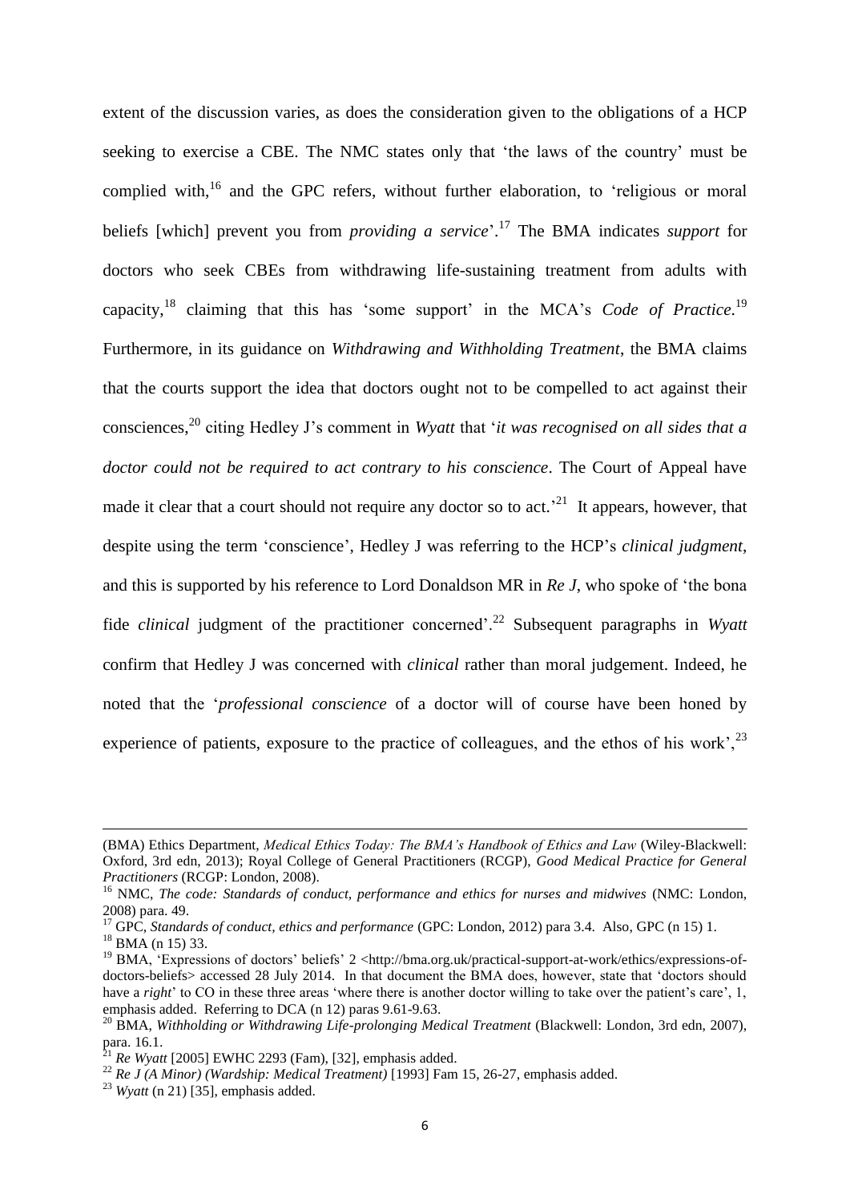extent of the discussion varies, as does the consideration given to the obligations of a HCP seeking to exercise a CBE. The NMC states only that 'the laws of the country' must be complied with,[16] and the GPC refers, without further elaboration, to 'religious or moral beliefs [which] prevent you from *providing a service*'.[17] The BMA indicates *support* for doctors who seek CBEs from withdrawing life-sustaining treatment from adults with capacity,[18] claiming that this has 'some support' in the MCA's *Code of Practice*.[19] Furthermore, in its guidance on *Withdrawing and Withholding Treatment*, the BMA claims that the courts support the idea that doctors ought not to be compelled to act against their consciences,[20] citing Hedley J's comment in *Wyatt* that '*it was recognised on all sides that a doctor could not be required to act contrary to his conscience*. The Court of Appeal have made it clear that a court should not require any doctor so to act.'[21] It appears, however, that despite using the term 'conscience', Hedley J was referring to the HCP's *clinical judgment*, and this is supported by his reference to Lord Donaldson MR in *Re J*, who spoke of 'the bona fide *clinical* judgment of the practitioner concerned'.[22] Subsequent paragraphs in *Wyatt* confirm that Hedley J was concerned with *clinical* rather than moral judgement. Indeed, he noted that the '*professional conscience* of a doctor will of course have been honed by experience of patients, exposure to the practice of colleagues, and the ethos of his work',[23]

---

(BMA) Ethics Department, *Medical Ethics Today: The BMA's Handbook of Ethics and Law* (Wiley-Blackwell: Oxford, 3rd edn, 2013); Royal College of General Practitioners (RCGP), *Good Medical Practice for General Practitioners* (RCGP: London, 2008).

[16] NMC, *The code: Standards of conduct, performance and ethics for nurses and midwives* (NMC: London, 2008) para. 49.

[17] GPC, *Standards of conduct, ethics and performance* (GPC: London, 2012) para 3.4. Also, GPC (n 15) 1.

[18] BMA (n 15) 33.

[19] BMA, 'Expressions of doctors' beliefs' 2 <http://bma.org.uk/practical-support-at-work/ethics/expressions-of-doctors-beliefs> accessed 28 July 2014. In that document the BMA does, however, state that 'doctors should have a *right*' to CO in these three areas 'where there is another doctor willing to take over the patient's care', 1, emphasis added. Referring to DCA (n 12) paras 9.61-9.63.

[20] BMA, *Withholding or Withdrawing Life-prolonging Medical Treatment* (Blackwell: London, 3rd edn, 2007), para. 16.1.

[21] *Re Wyatt* [2005] EWHC 2293 (Fam), [32], emphasis added.

[22] *Re J (A Minor) (Wardship: Medical Treatment)* [1993] Fam 15, 26-27, emphasis added.

[23] *Wyatt* (n 21) [35], emphasis added.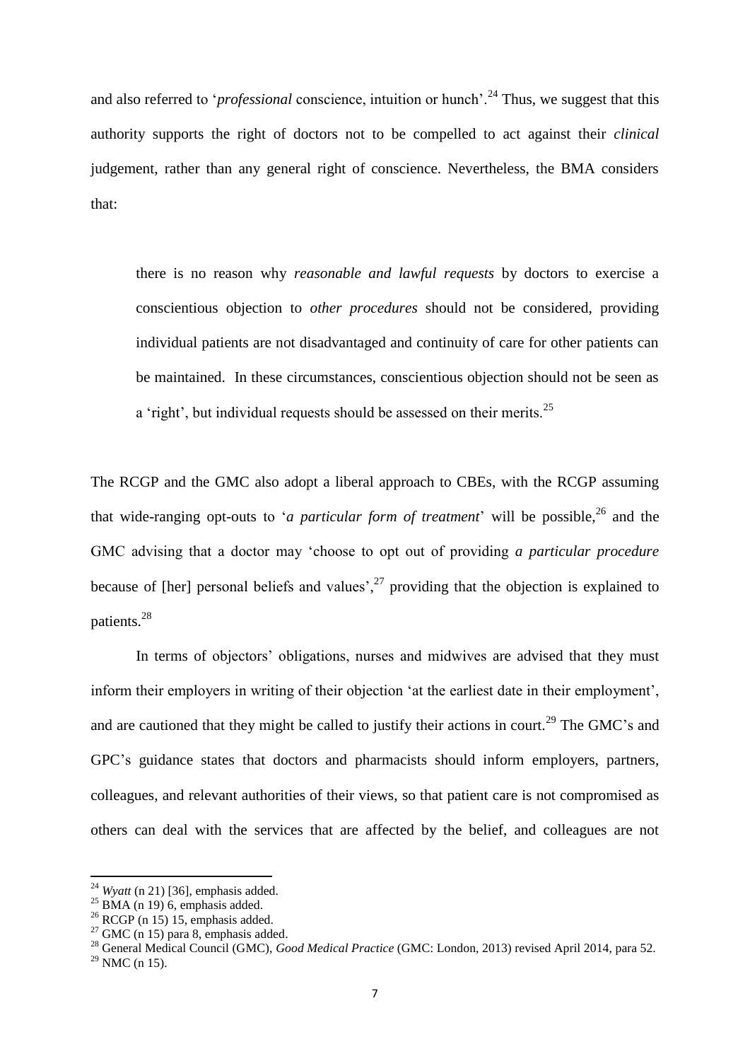and also referred to '*professional* conscience, intuition or hunch'.[24] Thus, we suggest that this authority supports the right of doctors not to be compelled to act against their *clinical* judgement, rather than any general right of conscience. Nevertheless, the BMA considers that:

> there is no reason why *reasonable and lawful requests* by doctors to exercise a conscientious objection to *other procedures* should not be considered, providing individual patients are not disadvantaged and continuity of care for other patients can be maintained. In these circumstances, conscientious objection should not be seen as a 'right', but individual requests should be assessed on their merits.[25]

The RCGP and the GMC also adopt a liberal approach to CBEs, with the RCGP assuming that wide-ranging opt-outs to '*a particular form of treatment*' will be possible,[26] and the GMC advising that a doctor may 'choose to opt out of providing *a particular procedure* because of [her] personal beliefs and values',[27] providing that the objection is explained to patients.[28]

In terms of objectors' obligations, nurses and midwives are advised that they must inform their employers in writing of their objection 'at the earliest date in their employment', and are cautioned that they might be called to justify their actions in court.[29] The GMC's and GPC's guidance states that doctors and pharmacists should inform employers, partners, colleagues, and relevant authorities of their views, so that patient care is not compromised as others can deal with the services that are affected by the belief, and colleagues are not

---

[24] *Wyatt* (n 21) [36], emphasis added.

[25] BMA (n 19) 6, emphasis added.

[26] RCGP (n 15) 15, emphasis added.

[27] GMC (n 15) para 8, emphasis added.

[28] General Medical Council (GMC), *Good Medical Practice* (GMC: London, 2013) revised April 2014, para 52.

[29] NMC (n 15).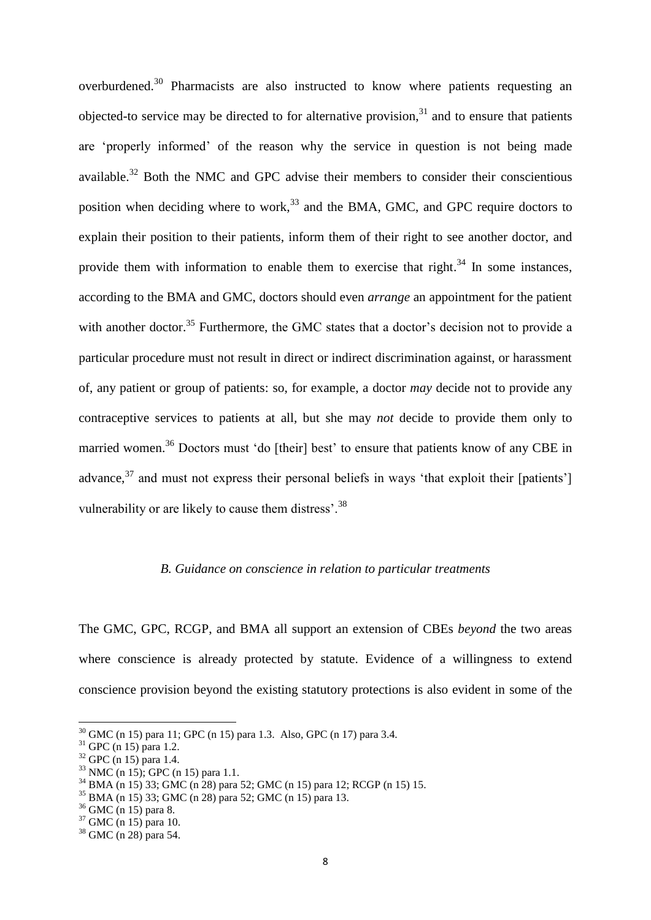overburdened.[30] Pharmacists are also instructed to know where patients requesting an objected-to service may be directed to for alternative provision,[31] and to ensure that patients are 'properly informed' of the reason why the service in question is not being made available.[32] Both the NMC and GPC advise their members to consider their conscientious position when deciding where to work,[33] and the BMA, GMC, and GPC require doctors to explain their position to their patients, inform them of their right to see another doctor, and provide them with information to enable them to exercise that right.[34] In some instances, according to the BMA and GMC, doctors should even *arrange* an appointment for the patient with another doctor.[35] Furthermore, the GMC states that a doctor's decision not to provide a particular procedure must not result in direct or indirect discrimination against, or harassment of, any patient or group of patients: so, for example, a doctor *may* decide not to provide any contraceptive services to patients at all, but she may *not* decide to provide them only to married women.[36] Doctors must 'do [their] best' to ensure that patients know of any CBE in advance,[37] and must not express their personal beliefs in ways 'that exploit their [patients'] vulnerability or are likely to cause them distress'.[38]

### *B. Guidance on conscience in relation to particular treatments*

The GMC, GPC, RCGP, and BMA all support an extension of CBEs *beyond* the two areas where conscience is already protected by statute. Evidence of a willingness to extend conscience provision beyond the existing statutory protections is also evident in some of the

---

[30] GMC (n 15) para 11; GPC (n 15) para 1.3. Also, GPC (n 17) para 3.4.

[31] GPC (n 15) para 1.2.

[32] GPC (n 15) para 1.4.

[33] NMC (n 15); GPC (n 15) para 1.1.

[34] BMA (n 15) 33; GMC (n 28) para 52; GMC (n 15) para 12; RCGP (n 15) 15.

[35] BMA (n 15) 33; GMC (n 28) para 52; GMC (n 15) para 13.

[36] GMC (n 15) para 8.

[37] GMC (n 15) para 10.

[38] GMC (n 28) para 54.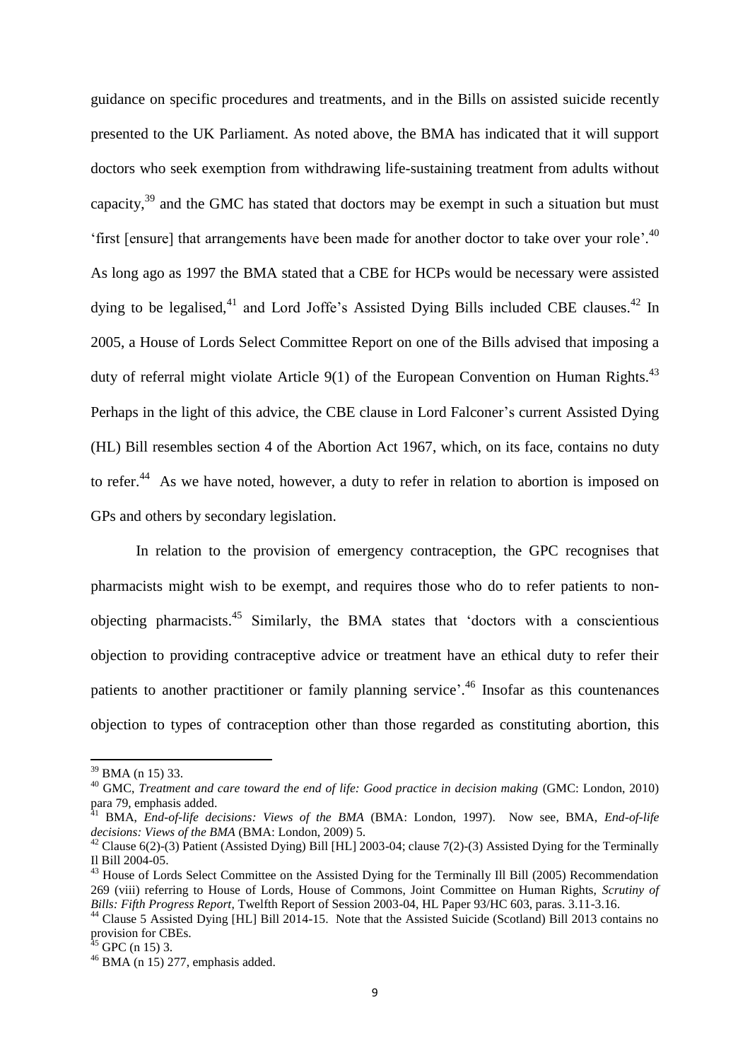guidance on specific procedures and treatments, and in the Bills on assisted suicide recently presented to the UK Parliament. As noted above, the BMA has indicated that it will support doctors who seek exemption from withdrawing life-sustaining treatment from adults without capacity,[39] and the GMC has stated that doctors may be exempt in such a situation but must 'first [ensure] that arrangements have been made for another doctor to take over your role'.[40] As long ago as 1997 the BMA stated that a CBE for HCPs would be necessary were assisted dying to be legalised,[41] and Lord Joffe's Assisted Dying Bills included CBE clauses.[42] In 2005, a House of Lords Select Committee Report on one of the Bills advised that imposing a duty of referral might violate Article 9(1) of the European Convention on Human Rights.[43] Perhaps in the light of this advice, the CBE clause in Lord Falconer's current Assisted Dying (HL) Bill resembles section 4 of the Abortion Act 1967, which, on its face, contains no duty to refer.[44] As we have noted, however, a duty to refer in relation to abortion is imposed on GPs and others by secondary legislation.

In relation to the provision of emergency contraception, the GPC recognises that pharmacists might wish to be exempt, and requires those who do to refer patients to non-objecting pharmacists.[45] Similarly, the BMA states that 'doctors with a conscientious objection to providing contraceptive advice or treatment have an ethical duty to refer their patients to another practitioner or family planning service'.[46] Insofar as this countenances objection to types of contraception other than those regarded as constituting abortion, this

---

[39] BMA (n 15) 33.

[40] GMC, *Treatment and care toward the end of life: Good practice in decision making* (GMC: London, 2010) para 79, emphasis added.

[41] BMA, *End-of-life decisions: Views of the BMA* (BMA: London, 1997). Now see, BMA, *End-of-life decisions: Views of the BMA* (BMA: London, 2009) 5.

[42] Clause 6(2)-(3) Patient (Assisted Dying) Bill [HL] 2003-04; clause 7(2)-(3) Assisted Dying for the Terminally Il Bill 2004-05.

[43] House of Lords Select Committee on the Assisted Dying for the Terminally Ill Bill (2005) Recommendation 269 (viii) referring to House of Lords, House of Commons, Joint Committee on Human Rights, *Scrutiny of Bills: Fifth Progress Report*, Twelfth Report of Session 2003-04, HL Paper 93/HC 603, paras. 3.11-3.16.

[44] Clause 5 Assisted Dying [HL] Bill 2014-15. Note that the Assisted Suicide (Scotland) Bill 2013 contains no provision for CBEs.

[45] GPC (n 15) 3.

[46] BMA (n 15) 277, emphasis added.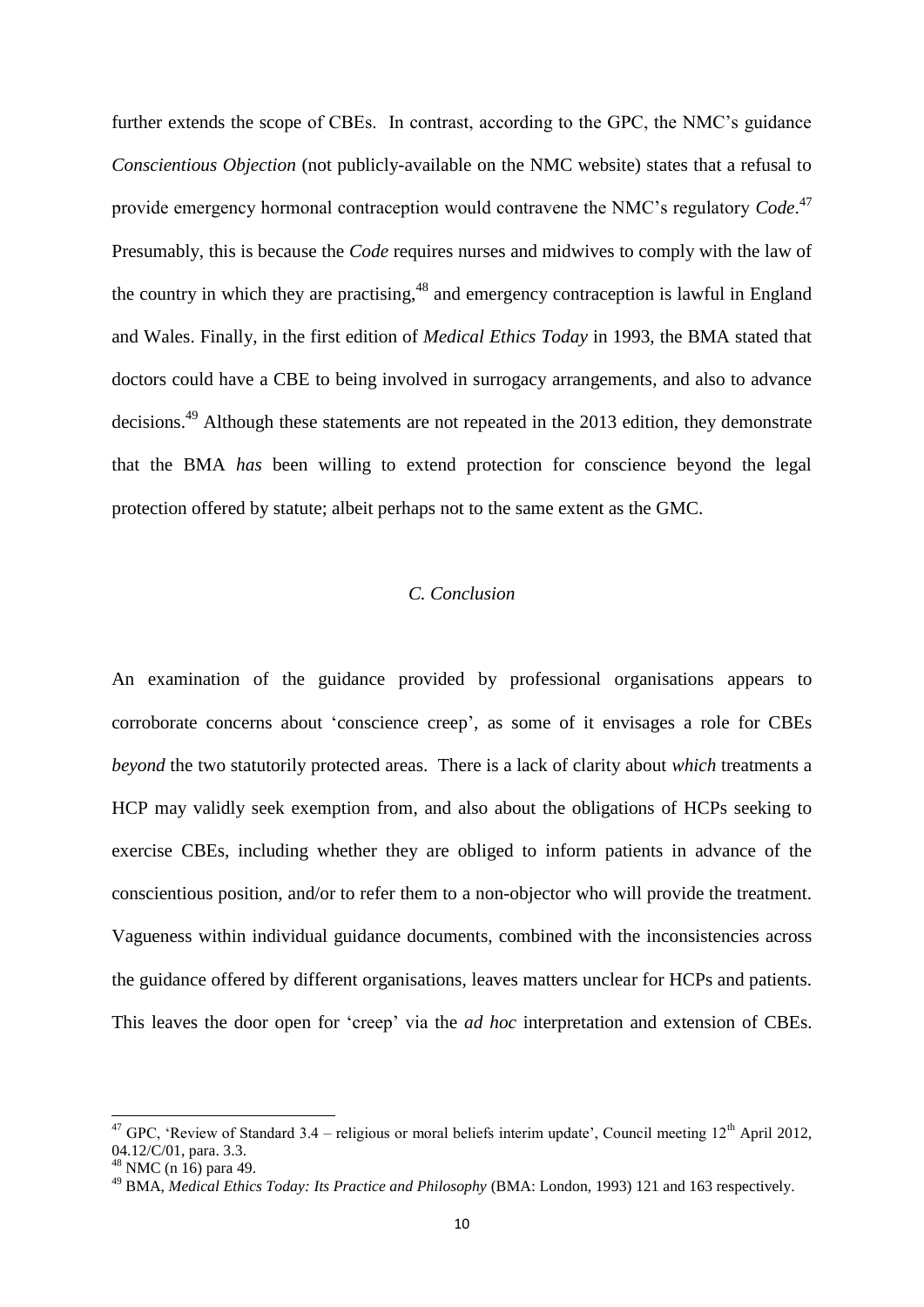further extends the scope of CBEs. In contrast, according to the GPC, the NMC's guidance *Conscientious Objection* (not publicly-available on the NMC website) states that a refusal to provide emergency hormonal contraception would contravene the NMC's regulatory *Code*.[47] Presumably, this is because the *Code* requires nurses and midwives to comply with the law of the country in which they are practising,[48] and emergency contraception is lawful in England and Wales. Finally, in the first edition of *Medical Ethics Today* in 1993, the BMA stated that doctors could have a CBE to being involved in surrogacy arrangements, and also to advance decisions.[49] Although these statements are not repeated in the 2013 edition, they demonstrate that the BMA *has* been willing to extend protection for conscience beyond the legal protection offered by statute; albeit perhaps not to the same extent as the GMC.

### *C. Conclusion*

An examination of the guidance provided by professional organisations appears to corroborate concerns about 'conscience creep', as some of it envisages a role for CBEs *beyond* the two statutorily protected areas. There is a lack of clarity about *which* treatments a HCP may validly seek exemption from, and also about the obligations of HCPs seeking to exercise CBEs, including whether they are obliged to inform patients in advance of the conscientious position, and/or to refer them to a non-objector who will provide the treatment. Vagueness within individual guidance documents, combined with the inconsistencies across the guidance offered by different organisations, leaves matters unclear for HCPs and patients. This leaves the door open for 'creep' via the *ad hoc* interpretation and extension of CBEs.

---

[47] GPC, 'Review of Standard 3.4 – religious or moral beliefs interim update', Council meeting 12th April 2012, 04.12/C/01, para. 3.3.

[48] NMC (n 16) para 49.

[49] BMA, *Medical Ethics Today: Its Practice and Philosophy* (BMA: London, 1993) 121 and 163 respectively.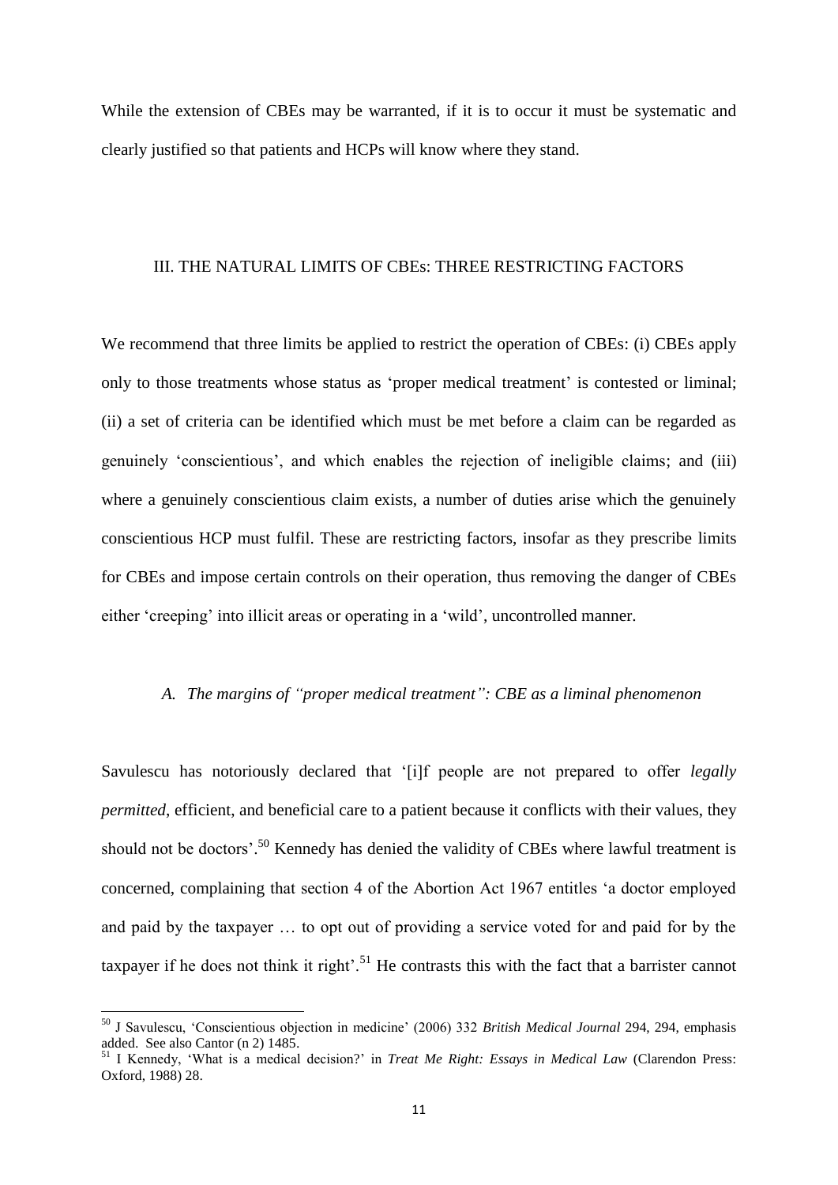While the extension of CBEs may be warranted, if it is to occur it must be systematic and clearly justified so that patients and HCPs will know where they stand.

## III. THE NATURAL LIMITS OF CBEs: THREE RESTRICTING FACTORS

We recommend that three limits be applied to restrict the operation of CBEs: (i) CBEs apply only to those treatments whose status as 'proper medical treatment' is contested or liminal; (ii) a set of criteria can be identified which must be met before a claim can be regarded as genuinely 'conscientious', and which enables the rejection of ineligible claims; and (iii) where a genuinely conscientious claim exists, a number of duties arise which the genuinely conscientious HCP must fulfil. These are restricting factors, insofar as they prescribe limits for CBEs and impose certain controls on their operation, thus removing the danger of CBEs either 'creeping' into illicit areas or operating in a 'wild', uncontrolled manner.

### *A. The margins of "proper medical treatment": CBE as a liminal phenomenon*

Savulescu has notoriously declared that '[i]f people are not prepared to offer *legally permitted*, efficient, and beneficial care to a patient because it conflicts with their values, they should not be doctors'.[50] Kennedy has denied the validity of CBEs where lawful treatment is concerned, complaining that section 4 of the Abortion Act 1967 entitles 'a doctor employed and paid by the taxpayer … to opt out of providing a service voted for and paid for by the taxpayer if he does not think it right'.[51] He contrasts this with the fact that a barrister cannot

---

[50] J Savulescu, 'Conscientious objection in medicine' (2006) 332 *British Medical Journal* 294, 294, emphasis added. See also Cantor (n 2) 1485.

[51] I Kennedy, 'What is a medical decision?' in *Treat Me Right: Essays in Medical Law* (Clarendon Press: Oxford, 1988) 28.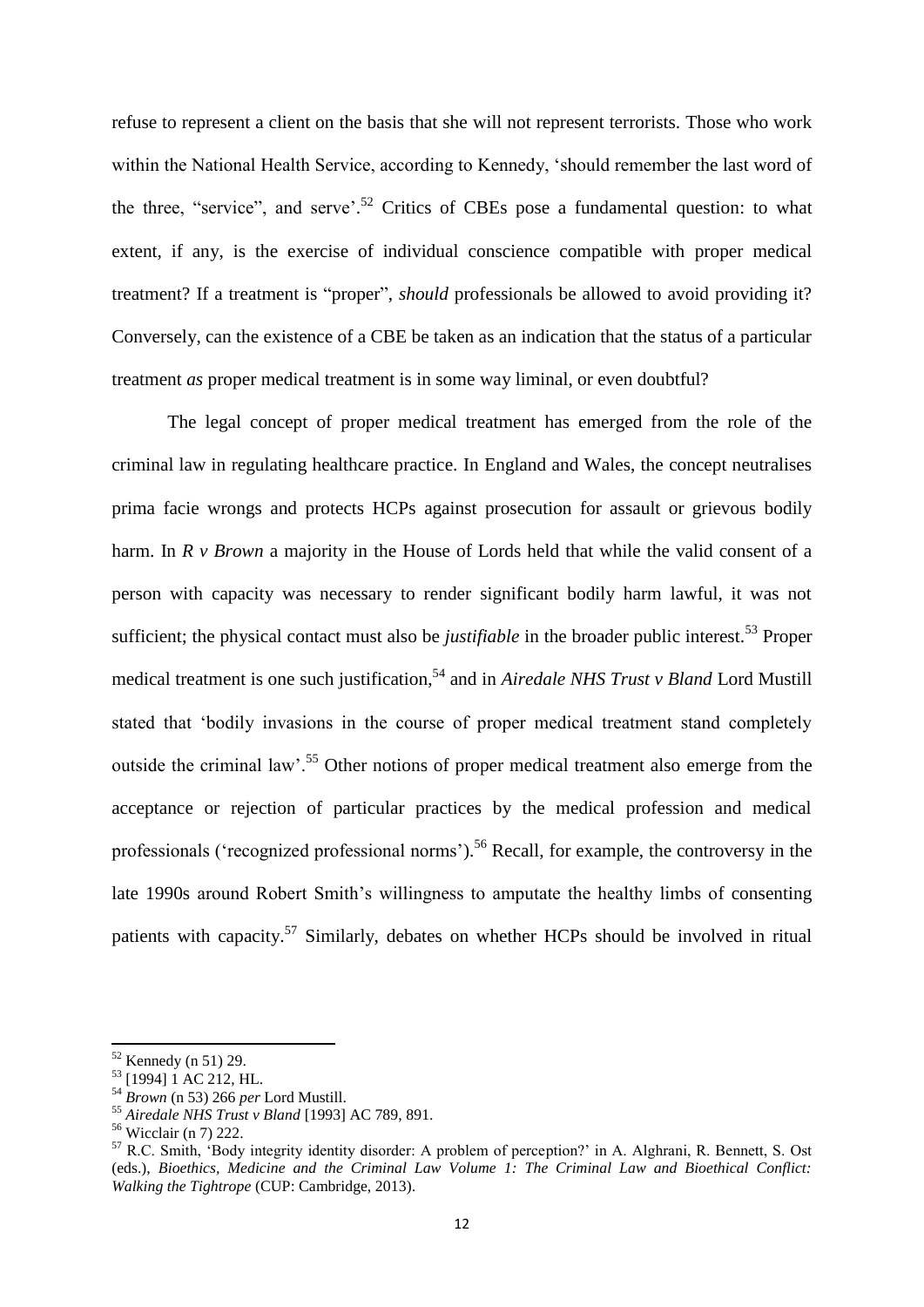refuse to represent a client on the basis that she will not represent terrorists. Those who work within the National Health Service, according to Kennedy, 'should remember the last word of the three, "service", and serve'.[52] Critics of CBEs pose a fundamental question: to what extent, if any, is the exercise of individual conscience compatible with proper medical treatment? If a treatment is "proper", *should* professionals be allowed to avoid providing it? Conversely, can the existence of a CBE be taken as an indication that the status of a particular treatment *as* proper medical treatment is in some way liminal, or even doubtful?

The legal concept of proper medical treatment has emerged from the role of the criminal law in regulating healthcare practice. In England and Wales, the concept neutralises prima facie wrongs and protects HCPs against prosecution for assault or grievous bodily harm. In *R v Brown* a majority in the House of Lords held that while the valid consent of a person with capacity was necessary to render significant bodily harm lawful, it was not sufficient; the physical contact must also be *justifiable* in the broader public interest.[53] Proper medical treatment is one such justification,[54] and in *Airedale NHS Trust v Bland* Lord Mustill stated that 'bodily invasions in the course of proper medical treatment stand completely outside the criminal law'.[55] Other notions of proper medical treatment also emerge from the acceptance or rejection of particular practices by the medical profession and medical professionals ('recognized professional norms').[56] Recall, for example, the controversy in the late 1990s around Robert Smith's willingness to amputate the healthy limbs of consenting patients with capacity.[57] Similarly, debates on whether HCPs should be involved in ritual

---

[52] Kennedy (n 51) 29.

[53] [1994] 1 AC 212, HL.

[54] *Brown* (n 53) 266 *per* Lord Mustill.

[55] *Airedale NHS Trust v Bland* [1993] AC 789, 891.

[56] Wicclair (n 7) 222.

[57] R.C. Smith, 'Body integrity identity disorder: A problem of perception?' in A. Alghrani, R. Bennett, S. Ost (eds.), *Bioethics, Medicine and the Criminal Law Volume 1: The Criminal Law and Bioethical Conflict: Walking the Tightrope* (CUP: Cambridge, 2013).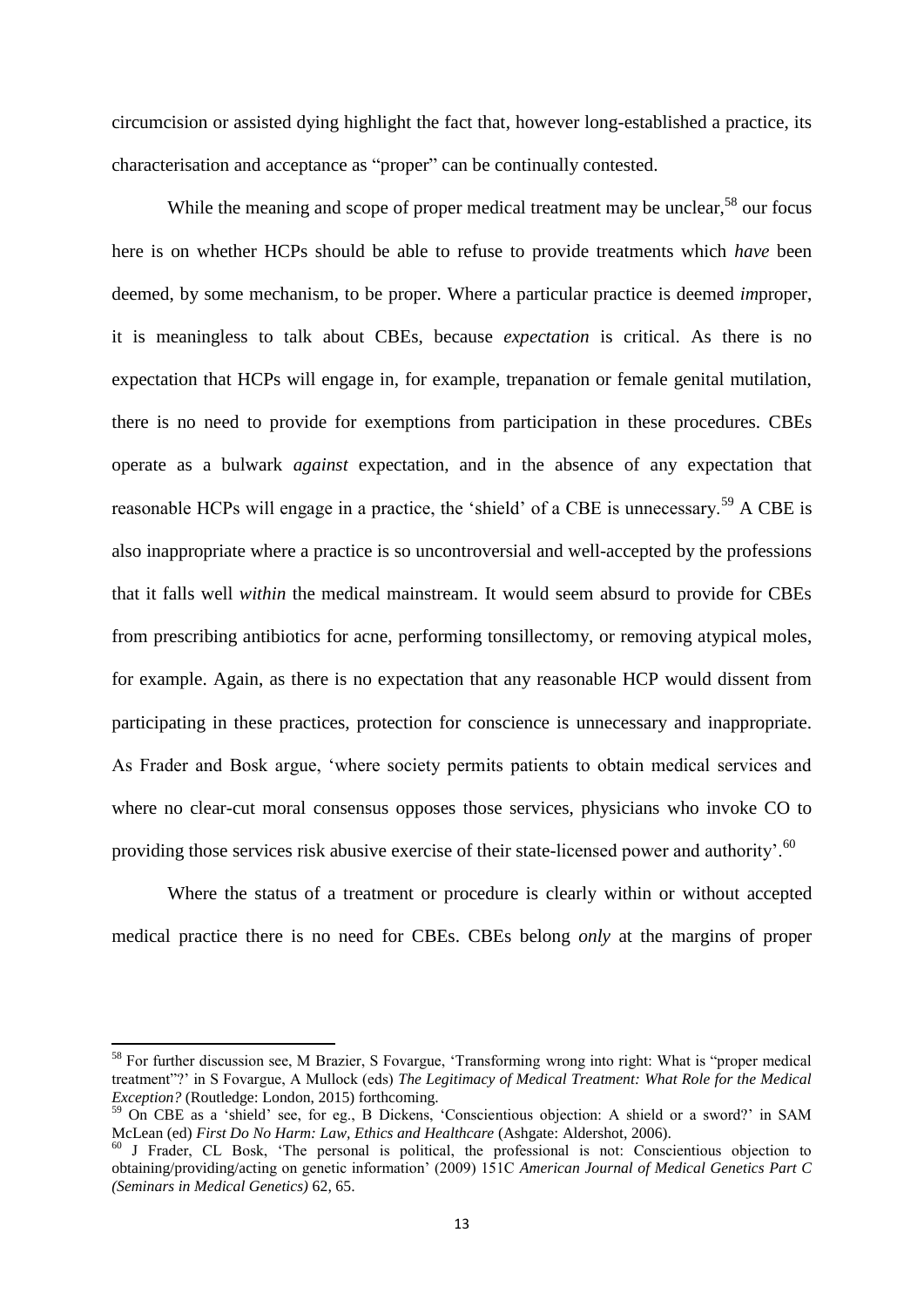circumcision or assisted dying highlight the fact that, however long-established a practice, its characterisation and acceptance as "proper" can be continually contested.

While the meaning and scope of proper medical treatment may be unclear,[58] our focus here is on whether HCPs should be able to refuse to provide treatments which *have* been deemed, by some mechanism, to be proper. Where a particular practice is deemed *im*proper, it is meaningless to talk about CBEs, because *expectation* is critical. As there is no expectation that HCPs will engage in, for example, trepanation or female genital mutilation, there is no need to provide for exemptions from participation in these procedures. CBEs operate as a bulwark *against* expectation, and in the absence of any expectation that reasonable HCPs will engage in a practice, the 'shield' of a CBE is unnecessary.[59] A CBE is also inappropriate where a practice is so uncontroversial and well-accepted by the professions that it falls well *within* the medical mainstream. It would seem absurd to provide for CBEs from prescribing antibiotics for acne, performing tonsillectomy, or removing atypical moles, for example. Again, as there is no expectation that any reasonable HCP would dissent from participating in these practices, protection for conscience is unnecessary and inappropriate. As Frader and Bosk argue, 'where society permits patients to obtain medical services and where no clear-cut moral consensus opposes those services, physicians who invoke CO to providing those services risk abusive exercise of their state-licensed power and authority'.[60]

Where the status of a treatment or procedure is clearly within or without accepted medical practice there is no need for CBEs. CBEs belong *only* at the margins of proper

---

[58] For further discussion see, M Brazier, S Fovargue, 'Transforming wrong into right: What is "proper medical treatment"?' in S Fovargue, A Mullock (eds) *The Legitimacy of Medical Treatment: What Role for the Medical Exception?* (Routledge: London, 2015) forthcoming.

[59] On CBE as a 'shield' see, for eg., B Dickens, 'Conscientious objection: A shield or a sword?' in SAM McLean (ed) *First Do No Harm: Law, Ethics and Healthcare* (Ashgate: Aldershot, 2006).

[60] J Frader, CL Bosk, 'The personal is political, the professional is not: Conscientious objection to obtaining/providing/acting on genetic information' (2009) 151C *American Journal of Medical Genetics Part C (Seminars in Medical Genetics)* 62, 65.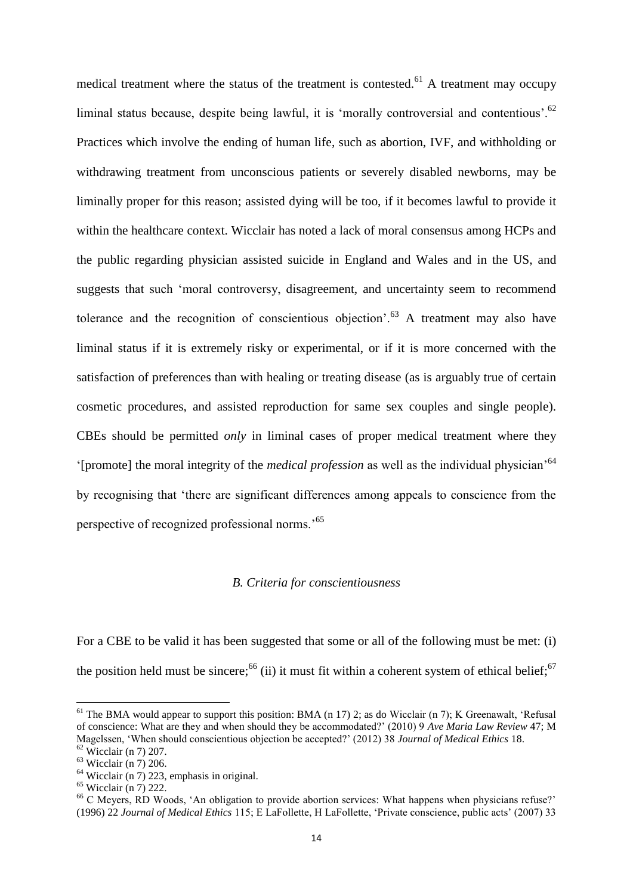medical treatment where the status of the treatment is contested.[61] A treatment may occupy liminal status because, despite being lawful, it is 'morally controversial and contentious'.[62] Practices which involve the ending of human life, such as abortion, IVF, and withholding or withdrawing treatment from unconscious patients or severely disabled newborns, may be liminally proper for this reason; assisted dying will be too, if it becomes lawful to provide it within the healthcare context. Wicclair has noted a lack of moral consensus among HCPs and the public regarding physician assisted suicide in England and Wales and in the US, and suggests that such 'moral controversy, disagreement, and uncertainty seem to recommend tolerance and the recognition of conscientious objection'.[63] A treatment may also have liminal status if it is extremely risky or experimental, or if it is more concerned with the satisfaction of preferences than with healing or treating disease (as is arguably true of certain cosmetic procedures, and assisted reproduction for same sex couples and single people). CBEs should be permitted *only* in liminal cases of proper medical treatment where they '[promote] the moral integrity of the *medical profession* as well as the individual physician'[64] by recognising that 'there are significant differences among appeals to conscience from the perspective of recognized professional norms.'[65]

### *B. Criteria for conscientiousness*

For a CBE to be valid it has been suggested that some or all of the following must be met: (i) the position held must be sincere;[66] (ii) it must fit within a coherent system of ethical belief;[67]

---

[61] The BMA would appear to support this position: BMA (n 17) 2; as do Wicclair (n 7); K Greenawalt, 'Refusal of conscience: What are they and when should they be accommodated?' (2010) 9 *Ave Maria Law Review* 47; M Magelssen, 'When should conscientious objection be accepted?' (2012) 38 *Journal of Medical Ethics* 18.

[62] Wicclair (n 7) 207.

[63] Wicclair (n 7) 206.

[64] Wicclair (n 7) 223, emphasis in original.

[65] Wicclair (n 7) 222.

[66] C Meyers, RD Woods, 'An obligation to provide abortion services: What happens when physicians refuse?' (1996) 22 *Journal of Medical Ethics* 115; E LaFollette, H LaFollette, 'Private conscience, public acts' (2007) 33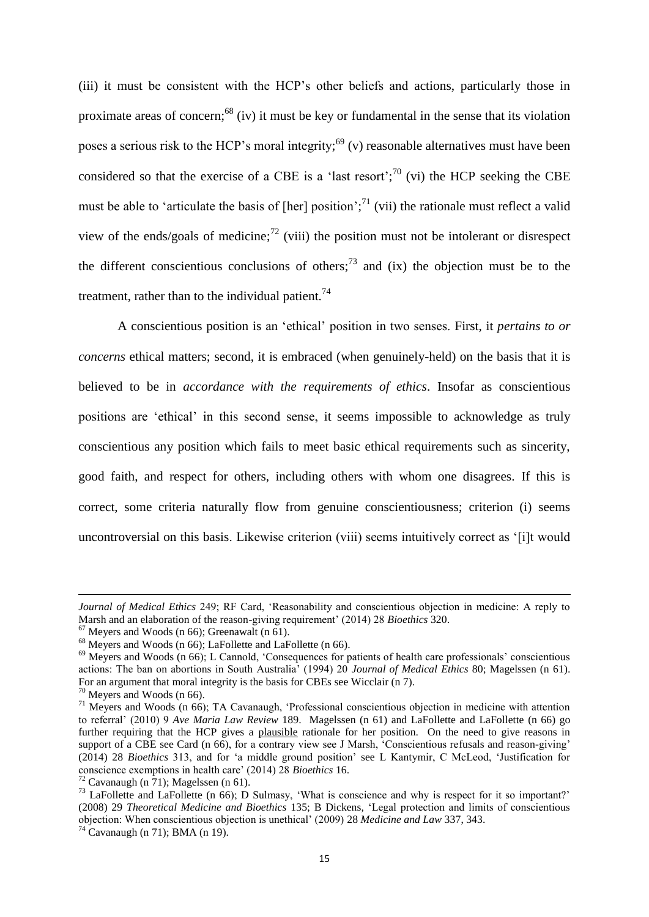(iii) it must be consistent with the HCP's other beliefs and actions, particularly those in proximate areas of concern;[68] (iv) it must be key or fundamental in the sense that its violation poses a serious risk to the HCP's moral integrity;[69] (v) reasonable alternatives must have been considered so that the exercise of a CBE is a 'last resort';[70] (vi) the HCP seeking the CBE must be able to 'articulate the basis of [her] position';[71] (vii) the rationale must reflect a valid view of the ends/goals of medicine;[72] (viii) the position must not be intolerant or disrespect the different conscientious conclusions of others;[73] and (ix) the objection must be to the treatment, rather than to the individual patient.[74]

A conscientious position is an 'ethical' position in two senses. First, it *pertains to or concerns* ethical matters; second, it is embraced (when genuinely-held) on the basis that it is believed to be in *accordance with the requirements of ethics*. Insofar as conscientious positions are 'ethical' in this second sense, it seems impossible to acknowledge as truly conscientious any position which fails to meet basic ethical requirements such as sincerity, good faith, and respect for others, including others with whom one disagrees. If this is correct, some criteria naturally flow from genuine conscientiousness; criterion (i) seems uncontroversial on this basis. Likewise criterion (viii) seems intuitively correct as '[i]t would

---

*Journal of Medical Ethics* 249; RF Card, 'Reasonability and conscientious objection in medicine: A reply to Marsh and an elaboration of the reason-giving requirement' (2014) 28 *Bioethics* 320.

[67] Meyers and Woods (n 66); Greenawalt (n 61).

[68] Meyers and Woods (n 66); LaFollette and LaFollette (n 66).

[69] Meyers and Woods (n 66); L Cannold, 'Consequences for patients of health care professionals' conscientious actions: The ban on abortions in South Australia' (1994) 20 *Journal of Medical Ethics* 80; Magelssen (n 61). For an argument that moral integrity is the basis for CBEs see Wicclair (n 7).

[70] Meyers and Woods (n 66).

[71] Meyers and Woods (n 66); TA Cavanaugh, 'Professional conscientious objection in medicine with attention to referral' (2010) 9 *Ave Maria Law Review* 189. Magelssen (n 61) and LaFollette and LaFollette (n 66) go further requiring that the HCP gives a plausible rationale for her position. On the need to give reasons in support of a CBE see Card (n 66), for a contrary view see J Marsh, 'Conscientious refusals and reason-giving' (2014) 28 *Bioethics* 313, and for 'a middle ground position' see L Kantymir, C McLeod, 'Justification for conscience exemptions in health care' (2014) 28 *Bioethics* 16.

[72] Cavanaugh (n 71); Magelssen (n 61).

[73] LaFollette and LaFollette (n 66); D Sulmasy, 'What is conscience and why is respect for it so important?' (2008) 29 *Theoretical Medicine and Bioethics* 135; B Dickens, 'Legal protection and limits of conscientious objection: When conscientious objection is unethical' (2009) 28 *Medicine and Law* 337, 343.

[74] Cavanaugh (n 71); BMA (n 19).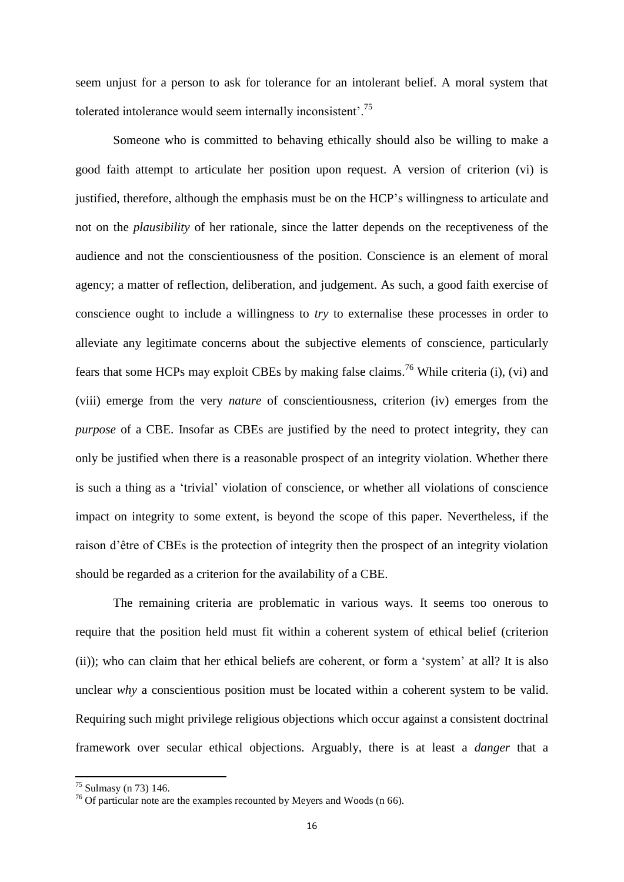seem unjust for a person to ask for tolerance for an intolerant belief. A moral system that tolerated intolerance would seem internally inconsistent'.[75]

Someone who is committed to behaving ethically should also be willing to make a good faith attempt to articulate her position upon request. A version of criterion (vi) is justified, therefore, although the emphasis must be on the HCP's willingness to articulate and not on the *plausibility* of her rationale, since the latter depends on the receptiveness of the audience and not the conscientiousness of the position. Conscience is an element of moral agency; a matter of reflection, deliberation, and judgement. As such, a good faith exercise of conscience ought to include a willingness to *try* to externalise these processes in order to alleviate any legitimate concerns about the subjective elements of conscience, particularly fears that some HCPs may exploit CBEs by making false claims.[76] While criteria (i), (vi) and (viii) emerge from the very *nature* of conscientiousness, criterion (iv) emerges from the *purpose* of a CBE. Insofar as CBEs are justified by the need to protect integrity, they can only be justified when there is a reasonable prospect of an integrity violation. Whether there is such a thing as a 'trivial' violation of conscience, or whether all violations of conscience impact on integrity to some extent, is beyond the scope of this paper. Nevertheless, if the raison d'être of CBEs is the protection of integrity then the prospect of an integrity violation should be regarded as a criterion for the availability of a CBE.

The remaining criteria are problematic in various ways. It seems too onerous to require that the position held must fit within a coherent system of ethical belief (criterion (ii)); who can claim that her ethical beliefs are coherent, or form a 'system' at all? It is also unclear *why* a conscientious position must be located within a coherent system to be valid. Requiring such might privilege religious objections which occur against a consistent doctrinal framework over secular ethical objections. Arguably, there is at least a *danger* that a

[75] Sulmasy (n 73) 146.

[76] Of particular note are the examples recounted by Meyers and Woods (n 66).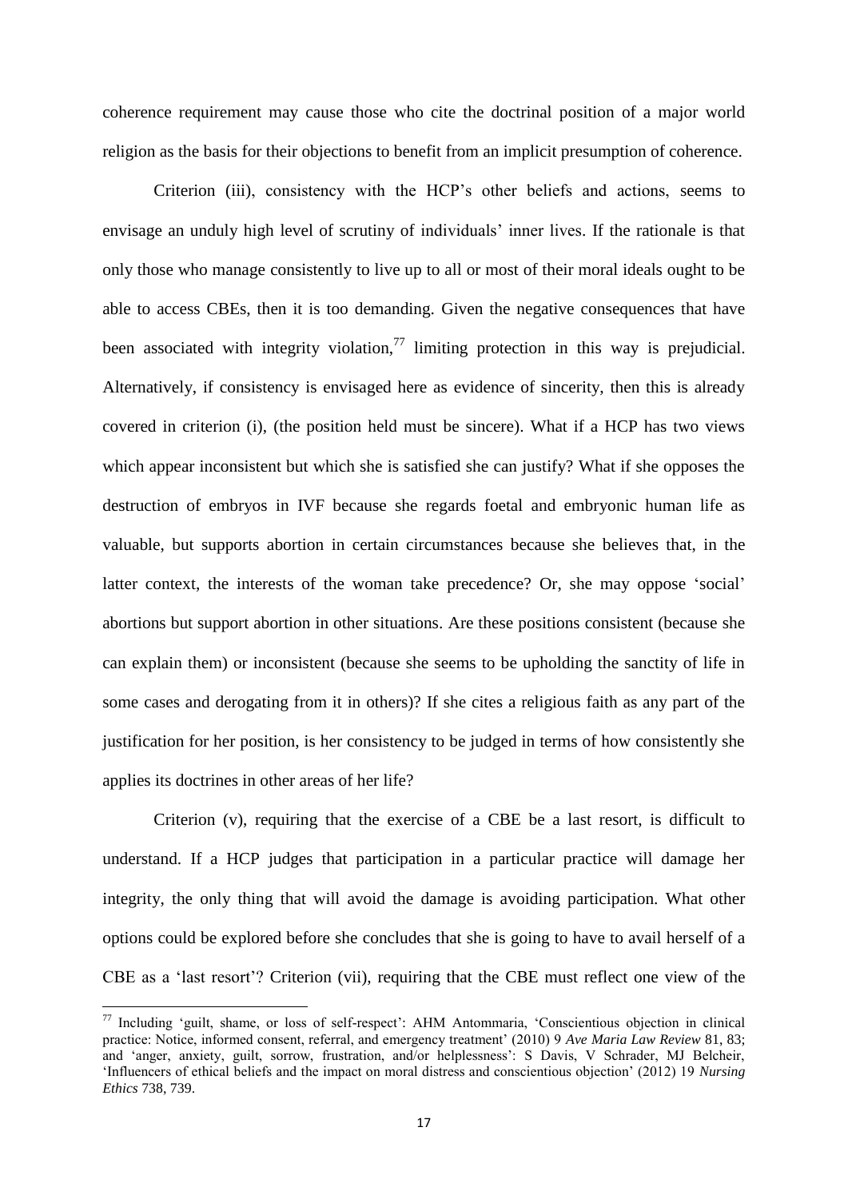coherence requirement may cause those who cite the doctrinal position of a major world religion as the basis for their objections to benefit from an implicit presumption of coherence.

Criterion (iii), consistency with the HCP's other beliefs and actions, seems to envisage an unduly high level of scrutiny of individuals' inner lives. If the rationale is that only those who manage consistently to live up to all or most of their moral ideals ought to be able to access CBEs, then it is too demanding. Given the negative consequences that have been associated with integrity violation,[77] limiting protection in this way is prejudicial. Alternatively, if consistency is envisaged here as evidence of sincerity, then this is already covered in criterion (i), (the position held must be sincere). What if a HCP has two views which appear inconsistent but which she is satisfied she can justify? What if she opposes the destruction of embryos in IVF because she regards foetal and embryonic human life as valuable, but supports abortion in certain circumstances because she believes that, in the latter context, the interests of the woman take precedence? Or, she may oppose 'social' abortions but support abortion in other situations. Are these positions consistent (because she can explain them) or inconsistent (because she seems to be upholding the sanctity of life in some cases and derogating from it in others)? If she cites a religious faith as any part of the justification for her position, is her consistency to be judged in terms of how consistently she applies its doctrines in other areas of her life?

Criterion (v), requiring that the exercise of a CBE be a last resort, is difficult to understand. If a HCP judges that participation in a particular practice will damage her integrity, the only thing that will avoid the damage is avoiding participation. What other options could be explored before she concludes that she is going to have to avail herself of a CBE as a 'last resort'? Criterion (vii), requiring that the CBE must reflect one view of the

[77] Including 'guilt, shame, or loss of self-respect': AHM Antommaria, 'Conscientious objection in clinical practice: Notice, informed consent, referral, and emergency treatment' (2010) 9 *Ave Maria Law Review* 81, 83; and 'anger, anxiety, guilt, sorrow, frustration, and/or helplessness': S Davis, V Schrader, MJ Belcheir, 'Influencers of ethical beliefs and the impact on moral distress and conscientious objection' (2012) 19 *Nursing Ethics* 738, 739.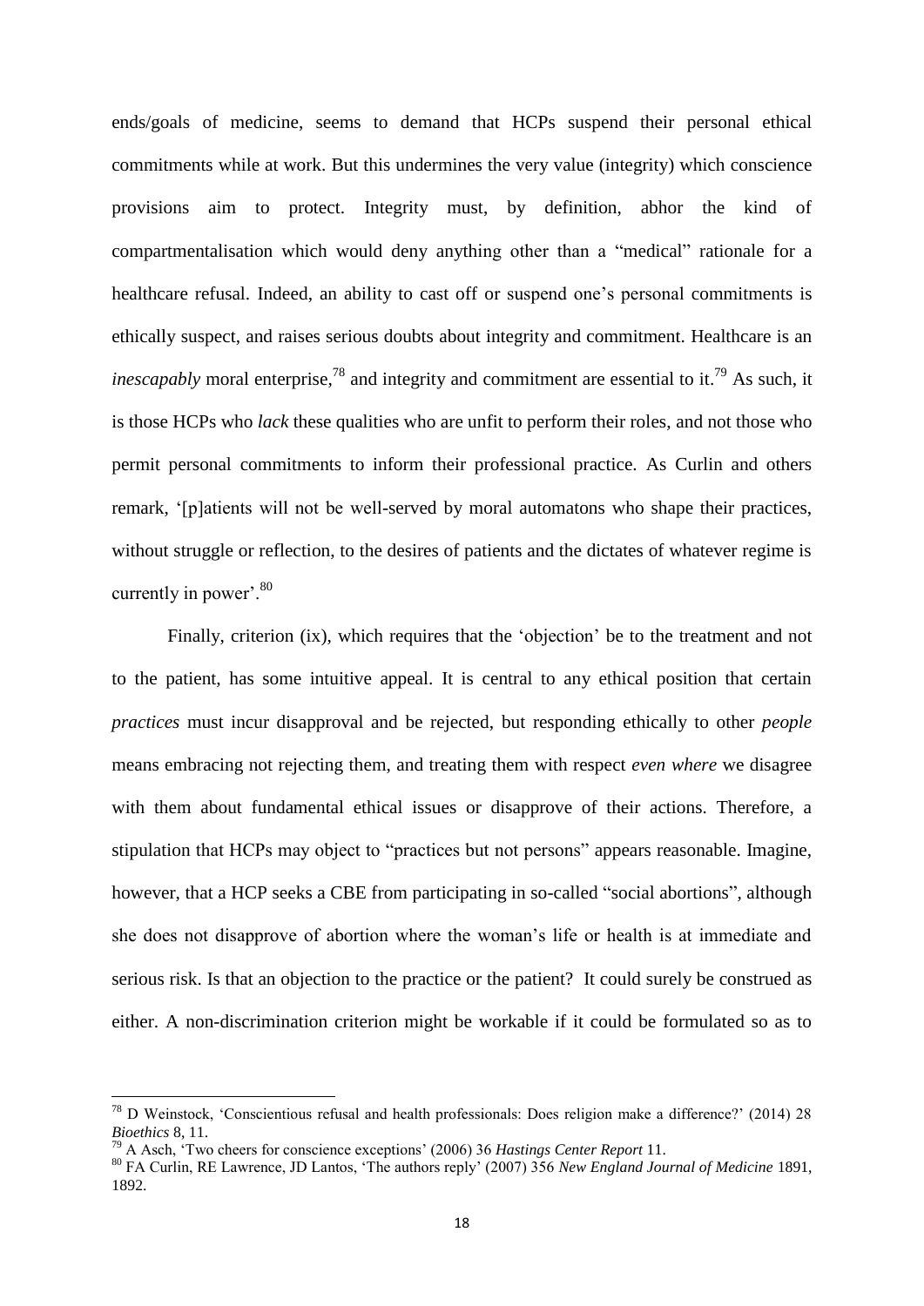ends/goals of medicine, seems to demand that HCPs suspend their personal ethical commitments while at work. But this undermines the very value (integrity) which conscience provisions aim to protect. Integrity must, by definition, abhor the kind of compartmentalisation which would deny anything other than a "medical" rationale for a healthcare refusal. Indeed, an ability to cast off or suspend one's personal commitments is ethically suspect, and raises serious doubts about integrity and commitment. Healthcare is an *inescapably* moral enterprise,[78] and integrity and commitment are essential to it.[79] As such, it is those HCPs who *lack* these qualities who are unfit to perform their roles, and not those who permit personal commitments to inform their professional practice. As Curlin and others remark, '[p]atients will not be well-served by moral automatons who shape their practices, without struggle or reflection, to the desires of patients and the dictates of whatever regime is currently in power'.[80]

Finally, criterion (ix), which requires that the 'objection' be to the treatment and not to the patient, has some intuitive appeal. It is central to any ethical position that certain *practices* must incur disapproval and be rejected, but responding ethically to other *people* means embracing not rejecting them, and treating them with respect *even where* we disagree with them about fundamental ethical issues or disapprove of their actions. Therefore, a stipulation that HCPs may object to "practices but not persons" appears reasonable. Imagine, however, that a HCP seeks a CBE from participating in so-called "social abortions", although she does not disapprove of abortion where the woman's life or health is at immediate and serious risk. Is that an objection to the practice or the patient? It could surely be construed as either. A non-discrimination criterion might be workable if it could be formulated so as to

---

[78] D Weinstock, 'Conscientious refusal and health professionals: Does religion make a difference?' (2014) 28 *Bioethics* 8, 11.

[79] A Asch, 'Two cheers for conscience exceptions' (2006) 36 *Hastings Center Report* 11.

[80] FA Curlin, RE Lawrence, JD Lantos, 'The authors reply' (2007) 356 *New England Journal of Medicine* 1891, 1892.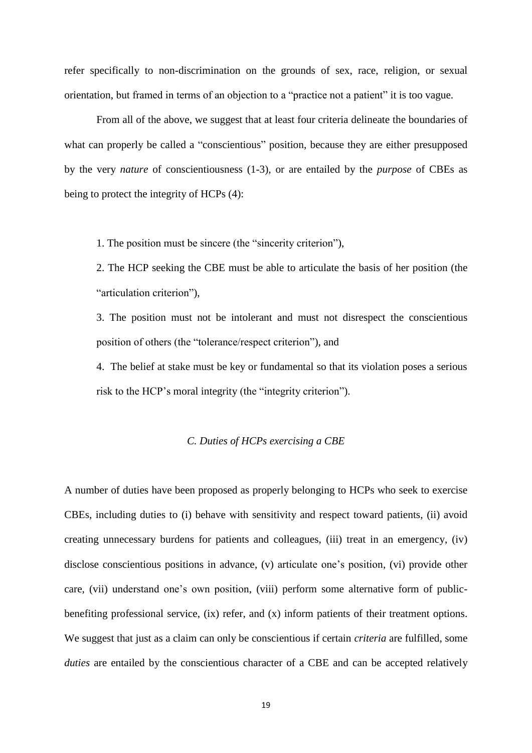refer specifically to non-discrimination on the grounds of sex, race, religion, or sexual orientation, but framed in terms of an objection to a "practice not a patient" it is too vague.

From all of the above, we suggest that at least four criteria delineate the boundaries of what can properly be called a "conscientious" position, because they are either presupposed by the very *nature* of conscientiousness (1-3), or are entailed by the *purpose* of CBEs as being to protect the integrity of HCPs (4):

1. The position must be sincere (the "sincerity criterion"),
2. The HCP seeking the CBE must be able to articulate the basis of her position (the "articulation criterion"),
3. The position must not be intolerant and must not disrespect the conscientious position of others (the "tolerance/respect criterion"), and
4. The belief at stake must be key or fundamental so that its violation poses a serious risk to the HCP's moral integrity (the "integrity criterion").

### *C. Duties of HCPs exercising a CBE*

A number of duties have been proposed as properly belonging to HCPs who seek to exercise CBEs, including duties to (i) behave with sensitivity and respect toward patients, (ii) avoid creating unnecessary burdens for patients and colleagues, (iii) treat in an emergency, (iv) disclose conscientious positions in advance, (v) articulate one's position, (vi) provide other care, (vii) understand one's own position, (viii) perform some alternative form of public-benefiting professional service, (ix) refer, and (x) inform patients of their treatment options. We suggest that just as a claim can only be conscientious if certain *criteria* are fulfilled, some *duties* are entailed by the conscientious character of a CBE and can be accepted relatively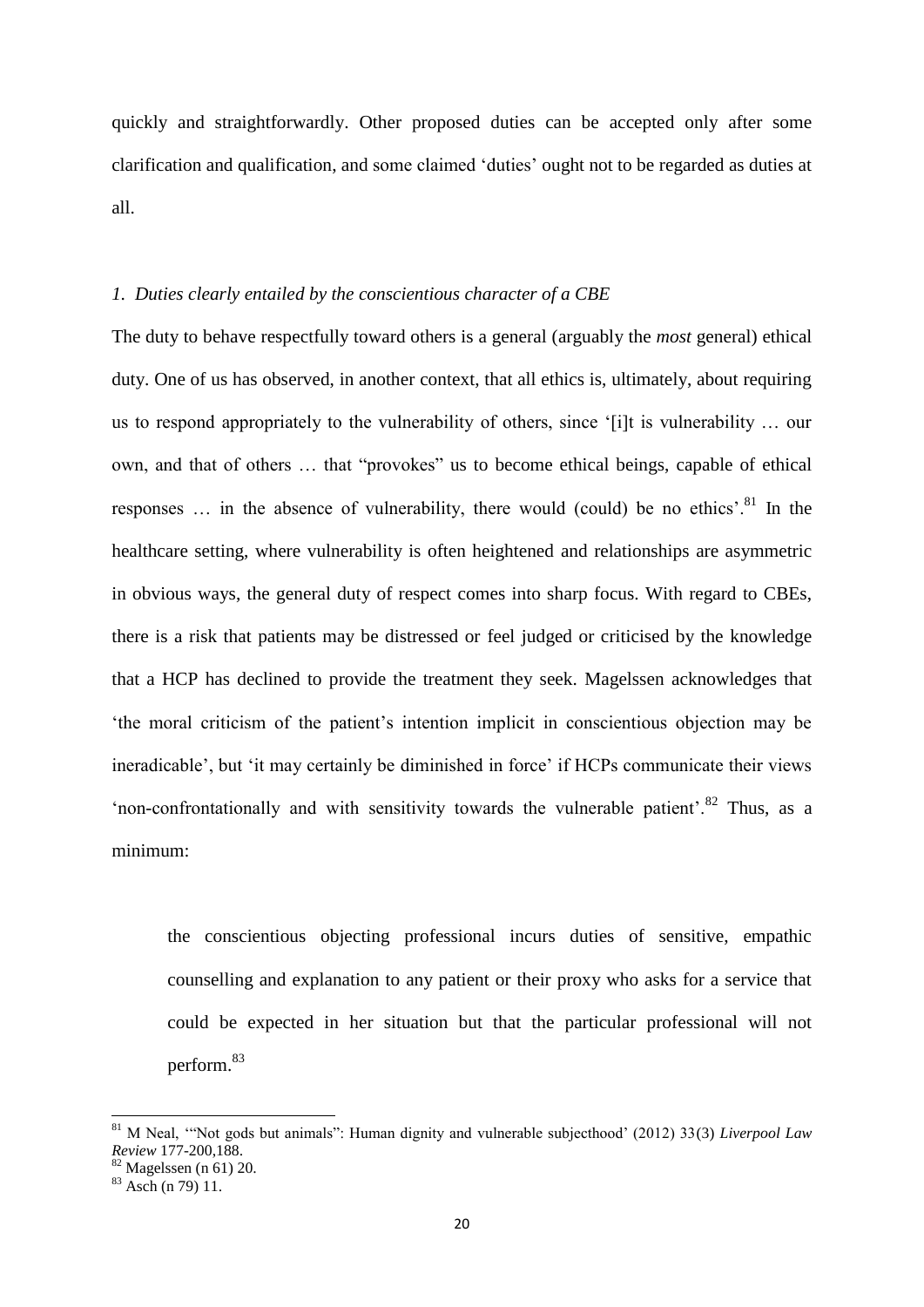quickly and straightforwardly. Other proposed duties can be accepted only after some clarification and qualification, and some claimed 'duties' ought not to be regarded as duties at all.

### *1. Duties clearly entailed by the conscientious character of a CBE*

The duty to behave respectfully toward others is a general (arguably the *most* general) ethical duty. One of us has observed, in another context, that all ethics is, ultimately, about requiring us to respond appropriately to the vulnerability of others, since '[i]t is vulnerability … our own, and that of others … that "provokes" us to become ethical beings, capable of ethical responses … in the absence of vulnerability, there would (could) be no ethics'.[81] In the healthcare setting, where vulnerability is often heightened and relationships are asymmetric in obvious ways, the general duty of respect comes into sharp focus. With regard to CBEs, there is a risk that patients may be distressed or feel judged or criticised by the knowledge that a HCP has declined to provide the treatment they seek. Magelssen acknowledges that 'the moral criticism of the patient's intention implicit in conscientious objection may be ineradicable', but 'it may certainly be diminished in force' if HCPs communicate their views 'non-confrontationally and with sensitivity towards the vulnerable patient'.[82] Thus, as a minimum:

> the conscientious objecting professional incurs duties of sensitive, empathic counselling and explanation to any patient or their proxy who asks for a service that could be expected in her situation but that the particular professional will not perform.[83]

---

[81] M Neal, '"Not gods but animals": Human dignity and vulnerable subjecthood' (2012) 33(3) *Liverpool Law Review* 177-200,188.

[82] Magelssen (n 61) 20.

[83] Asch (n 79) 11.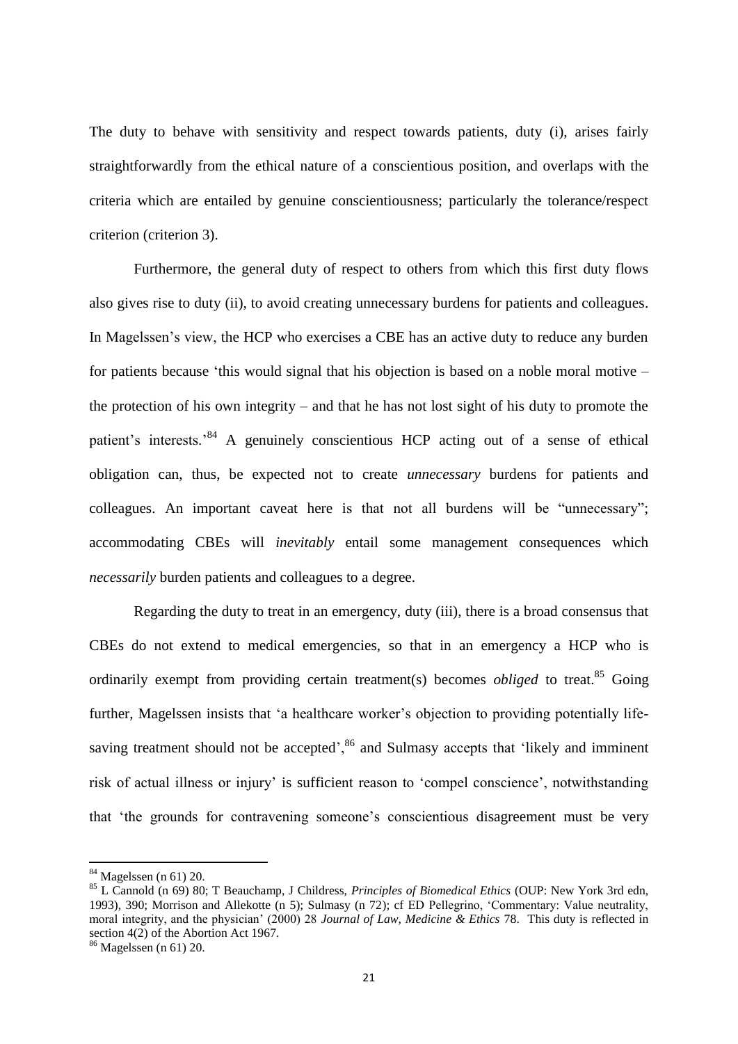The duty to behave with sensitivity and respect towards patients, duty (i), arises fairly straightforwardly from the ethical nature of a conscientious position, and overlaps with the criteria which are entailed by genuine conscientiousness; particularly the tolerance/respect criterion (criterion 3).

Furthermore, the general duty of respect to others from which this first duty flows also gives rise to duty (ii), to avoid creating unnecessary burdens for patients and colleagues. In Magelssen's view, the HCP who exercises a CBE has an active duty to reduce any burden for patients because 'this would signal that his objection is based on a noble moral motive – the protection of his own integrity – and that he has not lost sight of his duty to promote the patient's interests.'[84] A genuinely conscientious HCP acting out of a sense of ethical obligation can, thus, be expected not to create *unnecessary* burdens for patients and colleagues. An important caveat here is that not all burdens will be "unnecessary"; accommodating CBEs will *inevitably* entail some management consequences which *necessarily* burden patients and colleagues to a degree.

Regarding the duty to treat in an emergency, duty (iii), there is a broad consensus that CBEs do not extend to medical emergencies, so that in an emergency a HCP who is ordinarily exempt from providing certain treatment(s) becomes *obliged* to treat.[85] Going further, Magelssen insists that 'a healthcare worker's objection to providing potentially life-saving treatment should not be accepted',[86] and Sulmasy accepts that 'likely and imminent risk of actual illness or injury' is sufficient reason to 'compel conscience', notwithstanding that 'the grounds for contravening someone's conscientious disagreement must be very

---

[84] Magelssen (n 61) 20.

[85] L Cannold (n 69) 80; T Beauchamp, J Childress, *Principles of Biomedical Ethics* (OUP: New York 3rd edn, 1993), 390; Morrison and Allekotte (n 5); Sulmasy (n 72); cf ED Pellegrino, 'Commentary: Value neutrality, moral integrity, and the physician' (2000) 28 *Journal of Law, Medicine & Ethics* 78. This duty is reflected in section 4(2) of the Abortion Act 1967.

[86] Magelssen (n 61) 20.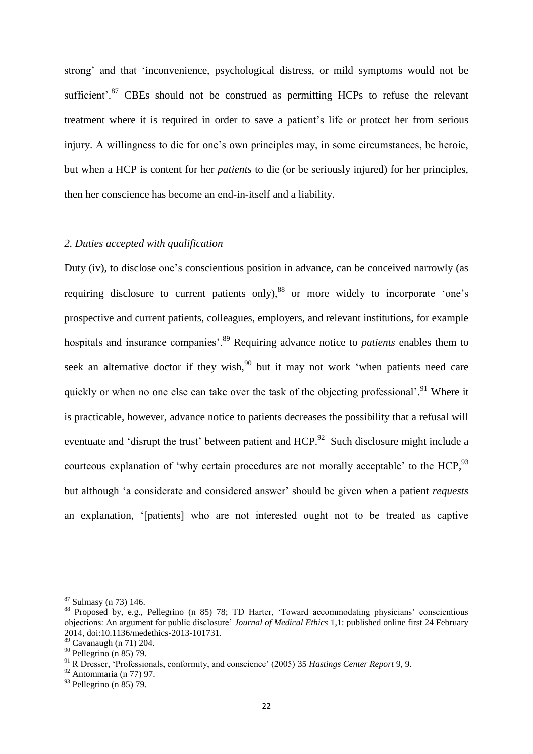strong' and that 'inconvenience, psychological distress, or mild symptoms would not be sufficient'.[87] CBEs should not be construed as permitting HCPs to refuse the relevant treatment where it is required in order to save a patient's life or protect her from serious injury. A willingness to die for one's own principles may, in some circumstances, be heroic, but when a HCP is content for her *patients* to die (or be seriously injured) for her principles, then her conscience has become an end-in-itself and a liability.

*2. Duties accepted with qualification*

Duty (iv), to disclose one's conscientious position in advance, can be conceived narrowly (as requiring disclosure to current patients only),[88] or more widely to incorporate 'one's prospective and current patients, colleagues, employers, and relevant institutions, for example hospitals and insurance companies'.[89] Requiring advance notice to *patients* enables them to seek an alternative doctor if they wish,[90] but it may not work 'when patients need care quickly or when no one else can take over the task of the objecting professional'.[91] Where it is practicable, however, advance notice to patients decreases the possibility that a refusal will eventuate and 'disrupt the trust' between patient and HCP.[92] Such disclosure might include a courteous explanation of 'why certain procedures are not morally acceptable' to the HCP,[93] but although 'a considerate and considered answer' should be given when a patient *requests* an explanation, '[patients] who are not interested ought not to be treated as captive

---

[87] Sulmasy (n 73) 146.

[88] Proposed by, e.g., Pellegrino (n 85) 78; TD Harter, 'Toward accommodating physicians' conscientious objections: An argument for public disclosure' *Journal of Medical Ethics* 1,1: published online first 24 February 2014, doi:10.1136/medethics-2013-101731.

[89] Cavanaugh (n 71) 204.

[90] Pellegrino (n 85) 79.

[91] R Dresser, 'Professionals, conformity, and conscience' (2005) 35 *Hastings Center Report* 9, 9.

[92] Antommaria (n 77) 97.

[93] Pellegrino (n 85) 79.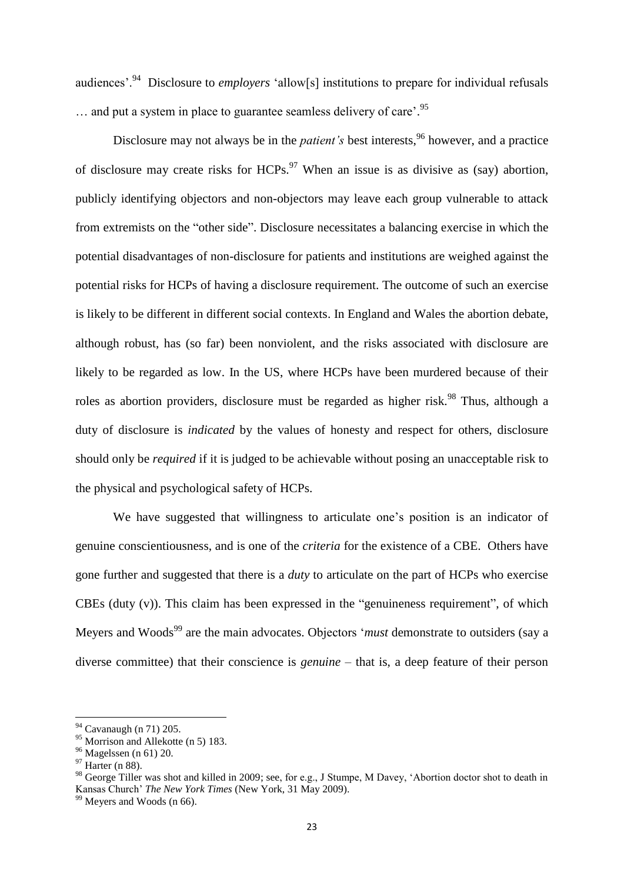audiences'.[94] Disclosure to *employers* 'allow[s] institutions to prepare for individual refusals … and put a system in place to guarantee seamless delivery of care'.[95]

Disclosure may not always be in the *patient's* best interests,[96] however, and a practice of disclosure may create risks for HCPs.[97] When an issue is as divisive as (say) abortion, publicly identifying objectors and non-objectors may leave each group vulnerable to attack from extremists on the "other side". Disclosure necessitates a balancing exercise in which the potential disadvantages of non-disclosure for patients and institutions are weighed against the potential risks for HCPs of having a disclosure requirement. The outcome of such an exercise is likely to be different in different social contexts. In England and Wales the abortion debate, although robust, has (so far) been nonviolent, and the risks associated with disclosure are likely to be regarded as low. In the US, where HCPs have been murdered because of their roles as abortion providers, disclosure must be regarded as higher risk.[98] Thus, although a duty of disclosure is *indicated* by the values of honesty and respect for others, disclosure should only be *required* if it is judged to be achievable without posing an unacceptable risk to the physical and psychological safety of HCPs.

We have suggested that willingness to articulate one's position is an indicator of genuine conscientiousness, and is one of the *criteria* for the existence of a CBE. Others have gone further and suggested that there is a *duty* to articulate on the part of HCPs who exercise CBEs (duty (v)). This claim has been expressed in the "genuineness requirement", of which Meyers and Woods[99] are the main advocates. Objectors '*must* demonstrate to outsiders (say a diverse committee) that their conscience is *genuine* – that is, a deep feature of their person

---

[94] Cavanaugh (n 71) 205.

[95] Morrison and Allekotte (n 5) 183.

[96] Magelssen (n 61) 20.

[97] Harter (n 88).

[98] George Tiller was shot and killed in 2009; see, for e.g., J Stumpe, M Davey, 'Abortion doctor shot to death in Kansas Church' *The New York Times* (New York, 31 May 2009).

[99] Meyers and Woods (n 66).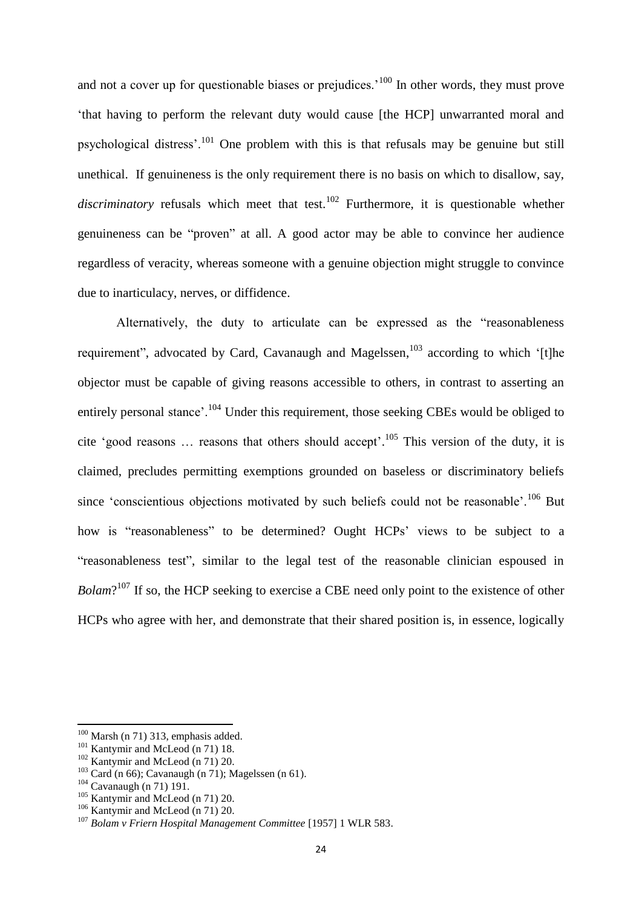and not a cover up for questionable biases or prejudices.'[100] In other words, they must prove 'that having to perform the relevant duty would cause [the HCP] unwarranted moral and psychological distress'.[101] One problem with this is that refusals may be genuine but still unethical. If genuineness is the only requirement there is no basis on which to disallow, say, *discriminatory* refusals which meet that test.[102] Furthermore, it is questionable whether genuineness can be "proven" at all. A good actor may be able to convince her audience regardless of veracity, whereas someone with a genuine objection might struggle to convince due to inarticulacy, nerves, or diffidence.

Alternatively, the duty to articulate can be expressed as the "reasonableness requirement", advocated by Card, Cavanaugh and Magelssen,[103] according to which '[t]he objector must be capable of giving reasons accessible to others, in contrast to asserting an entirely personal stance'.[104] Under this requirement, those seeking CBEs would be obliged to cite 'good reasons … reasons that others should accept'.[105] This version of the duty, it is claimed, precludes permitting exemptions grounded on baseless or discriminatory beliefs since 'conscientious objections motivated by such beliefs could not be reasonable'.[106] But how is "reasonableness" to be determined? Ought HCPs' views to be subject to a "reasonableness test", similar to the legal test of the reasonable clinician espoused in *Bolam*?[107] If so, the HCP seeking to exercise a CBE need only point to the existence of other HCPs who agree with her, and demonstrate that their shared position is, in essence, logically

---

[100] Marsh (n 71) 313, emphasis added.

[101] Kantymir and McLeod (n 71) 18.

[102] Kantymir and McLeod (n 71) 20.

[103] Card (n 66); Cavanaugh (n 71); Magelssen (n 61).

[104] Cavanaugh (n 71) 191.

[105] Kantymir and McLeod (n 71) 20.

[106] Kantymir and McLeod (n 71) 20.

[107] *Bolam v Friern Hospital Management Committee* [1957] 1 WLR 583.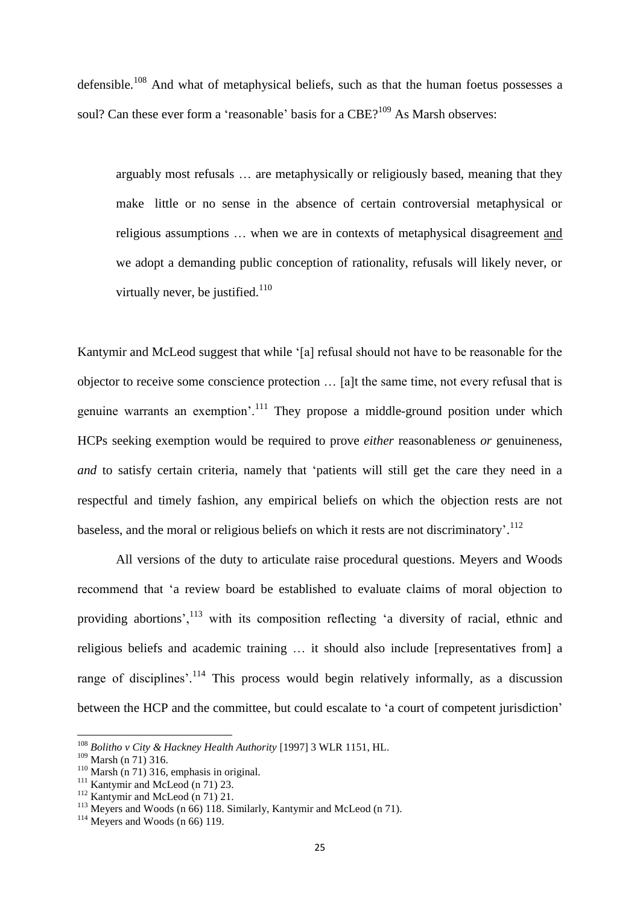defensible.[108] And what of metaphysical beliefs, such as that the human foetus possesses a soul? Can these ever form a 'reasonable' basis for a CBE?[109] As Marsh observes:

> arguably most refusals … are metaphysically or religiously based, meaning that they make little or no sense in the absence of certain controversial metaphysical or religious assumptions … when we are in contexts of metaphysical disagreement <u>and</u> we adopt a demanding public conception of rationality, refusals will likely never, or virtually never, be justified.[110]

Kantymir and McLeod suggest that while '[a] refusal should not have to be reasonable for the objector to receive some conscience protection … [a]t the same time, not every refusal that is genuine warrants an exemption'.[111] They propose a middle-ground position under which HCPs seeking exemption would be required to prove *either* reasonableness *or* genuineness, *and* to satisfy certain criteria, namely that 'patients will still get the care they need in a respectful and timely fashion, any empirical beliefs on which the objection rests are not baseless, and the moral or religious beliefs on which it rests are not discriminatory'.[112]

All versions of the duty to articulate raise procedural questions. Meyers and Woods recommend that 'a review board be established to evaluate claims of moral objection to providing abortions',[113] with its composition reflecting 'a diversity of racial, ethnic and religious beliefs and academic training … it should also include [representatives from] a range of disciplines'.[114] This process would begin relatively informally, as a discussion between the HCP and the committee, but could escalate to 'a court of competent jurisdiction'

---

[108] *Bolitho v City & Hackney Health Authority* [1997] 3 WLR 1151, HL.

[109] Marsh (n 71) 316.

[110] Marsh (n 71) 316, emphasis in original.

[111] Kantymir and McLeod (n 71) 23.

[112] Kantymir and McLeod (n 71) 21.

[113] Meyers and Woods (n 66) 118. Similarly, Kantymir and McLeod (n 71).

[114] Meyers and Woods (n 66) 119.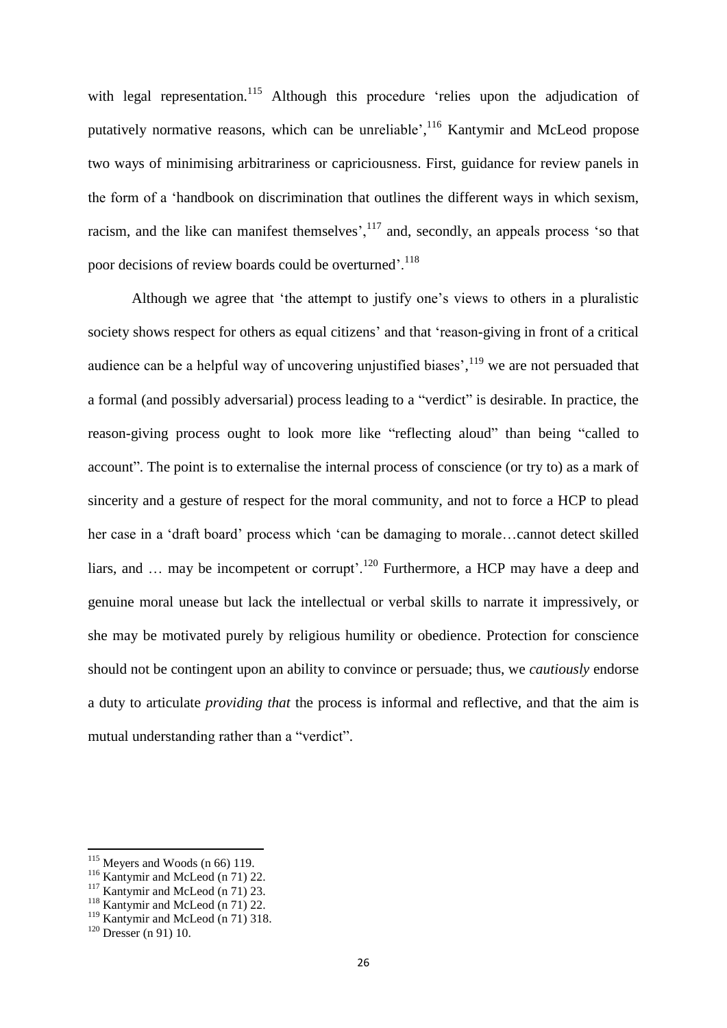with legal representation.[115] Although this procedure 'relies upon the adjudication of putatively normative reasons, which can be unreliable',[116] Kantymir and McLeod propose two ways of minimising arbitrariness or capriciousness. First, guidance for review panels in the form of a 'handbook on discrimination that outlines the different ways in which sexism, racism, and the like can manifest themselves',[117] and, secondly, an appeals process 'so that poor decisions of review boards could be overturned'.[118]

Although we agree that 'the attempt to justify one's views to others in a pluralistic society shows respect for others as equal citizens' and that 'reason-giving in front of a critical audience can be a helpful way of uncovering unjustified biases',[119] we are not persuaded that a formal (and possibly adversarial) process leading to a "verdict" is desirable. In practice, the reason-giving process ought to look more like "reflecting aloud" than being "called to account". The point is to externalise the internal process of conscience (or try to) as a mark of sincerity and a gesture of respect for the moral community, and not to force a HCP to plead her case in a 'draft board' process which 'can be damaging to morale…cannot detect skilled liars, and … may be incompetent or corrupt'.[120] Furthermore, a HCP may have a deep and genuine moral unease but lack the intellectual or verbal skills to narrate it impressively, or she may be motivated purely by religious humility or obedience. Protection for conscience should not be contingent upon an ability to convince or persuade; thus, we *cautiously* endorse a duty to articulate *providing that* the process is informal and reflective, and that the aim is mutual understanding rather than a "verdict".

---

[115] Meyers and Woods (n 66) 119.

[116] Kantymir and McLeod (n 71) 22.

[117] Kantymir and McLeod (n 71) 23.

[118] Kantymir and McLeod (n 71) 22.

[119] Kantymir and McLeod (n 71) 318.

[120] Dresser (n 91) 10.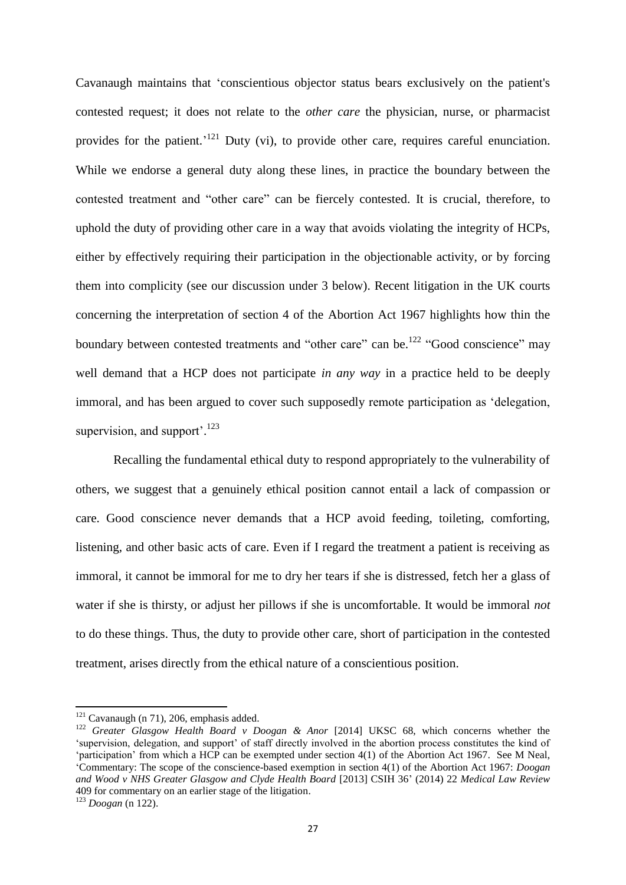Cavanaugh maintains that 'conscientious objector status bears exclusively on the patient's contested request; it does not relate to the *other care* the physician, nurse, or pharmacist provides for the patient.'[121] Duty (vi), to provide other care, requires careful enunciation. While we endorse a general duty along these lines, in practice the boundary between the contested treatment and "other care" can be fiercely contested. It is crucial, therefore, to uphold the duty of providing other care in a way that avoids violating the integrity of HCPs, either by effectively requiring their participation in the objectionable activity, or by forcing them into complicity (see our discussion under 3 below). Recent litigation in the UK courts concerning the interpretation of section 4 of the Abortion Act 1967 highlights how thin the boundary between contested treatments and "other care" can be.[122] "Good conscience" may well demand that a HCP does not participate *in any way* in a practice held to be deeply immoral, and has been argued to cover such supposedly remote participation as 'delegation, supervision, and support'.[123]

Recalling the fundamental ethical duty to respond appropriately to the vulnerability of others, we suggest that a genuinely ethical position cannot entail a lack of compassion or care. Good conscience never demands that a HCP avoid feeding, toileting, comforting, listening, and other basic acts of care. Even if I regard the treatment a patient is receiving as immoral, it cannot be immoral for me to dry her tears if she is distressed, fetch her a glass of water if she is thirsty, or adjust her pillows if she is uncomfortable. It would be immoral *not* to do these things. Thus, the duty to provide other care, short of participation in the contested treatment, arises directly from the ethical nature of a conscientious position.

---

[121] Cavanaugh (n 71), 206, emphasis added.

[122] *Greater Glasgow Health Board v Doogan & Anor* [2014] UKSC 68, which concerns whether the 'supervision, delegation, and support' of staff directly involved in the abortion process constitutes the kind of 'participation' from which a HCP can be exempted under section 4(1) of the Abortion Act 1967. See M Neal, 'Commentary: The scope of the conscience-based exemption in section 4(1) of the Abortion Act 1967: *Doogan and Wood v NHS Greater Glasgow and Clyde Health Board* [2013] CSIH 36' (2014) 22 *Medical Law Review* 409 for commentary on an earlier stage of the litigation.

[123] *Doogan* (n 122).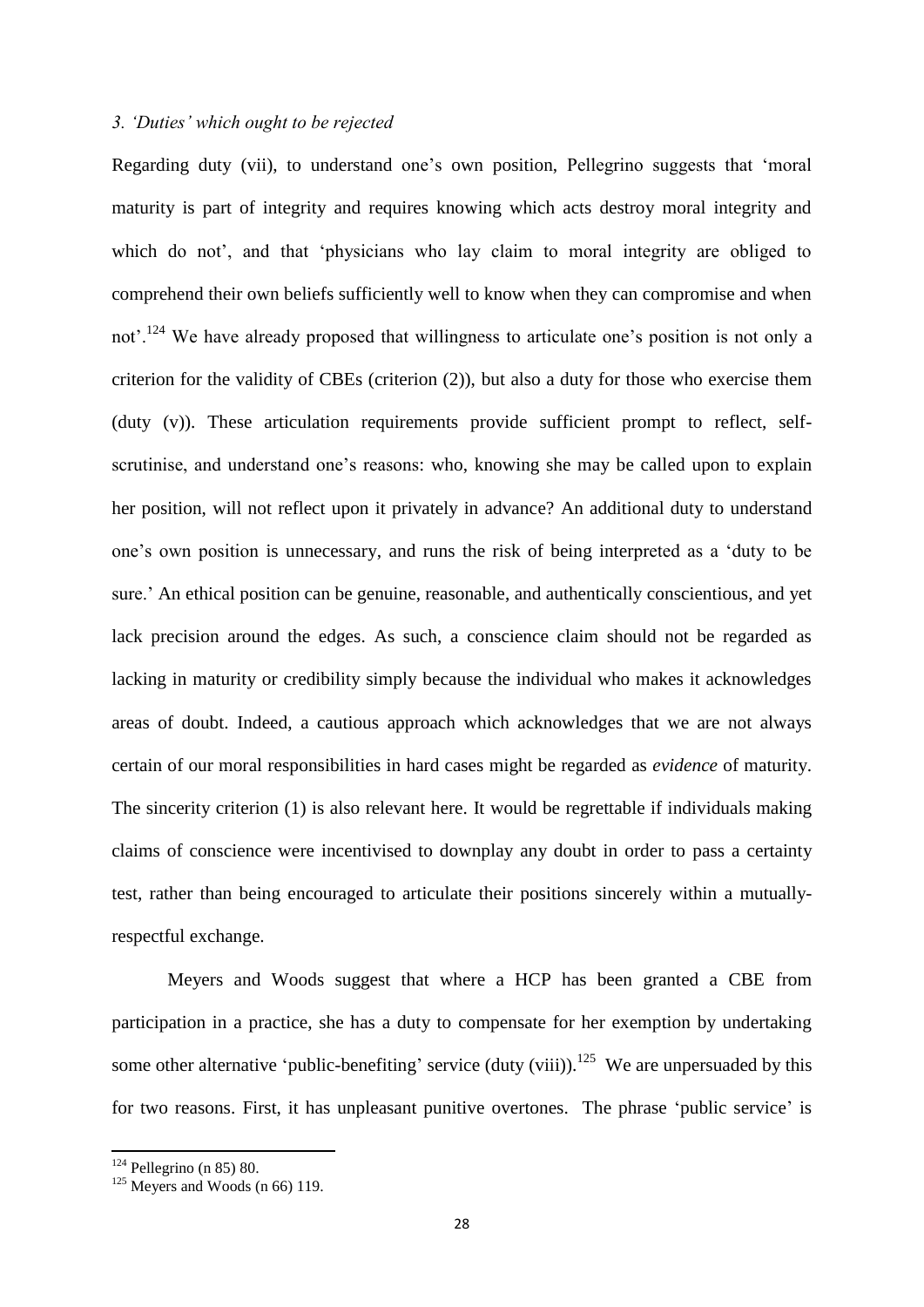### *3. 'Duties' which ought to be rejected*

Regarding duty (vii), to understand one's own position, Pellegrino suggests that 'moral maturity is part of integrity and requires knowing which acts destroy moral integrity and which do not', and that 'physicians who lay claim to moral integrity are obliged to comprehend their own beliefs sufficiently well to know when they can compromise and when not'.[124] We have already proposed that willingness to articulate one's position is not only a criterion for the validity of CBEs (criterion (2)), but also a duty for those who exercise them (duty (v)). These articulation requirements provide sufficient prompt to reflect, self-scrutinise, and understand one's reasons: who, knowing she may be called upon to explain her position, will not reflect upon it privately in advance? An additional duty to understand one's own position is unnecessary, and runs the risk of being interpreted as a 'duty to be sure.' An ethical position can be genuine, reasonable, and authentically conscientious, and yet lack precision around the edges. As such, a conscience claim should not be regarded as lacking in maturity or credibility simply because the individual who makes it acknowledges areas of doubt. Indeed, a cautious approach which acknowledges that we are not always certain of our moral responsibilities in hard cases might be regarded as *evidence* of maturity. The sincerity criterion (1) is also relevant here. It would be regrettable if individuals making claims of conscience were incentivised to downplay any doubt in order to pass a certainty test, rather than being encouraged to articulate their positions sincerely within a mutually-respectful exchange.

Meyers and Woods suggest that where a HCP has been granted a CBE from participation in a practice, she has a duty to compensate for her exemption by undertaking some other alternative 'public-benefiting' service (duty (viii)).[125] We are unpersuaded by this for two reasons. First, it has unpleasant punitive overtones. The phrase 'public service' is

[124] Pellegrino (n 85) 80.

[125] Meyers and Woods (n 66) 119.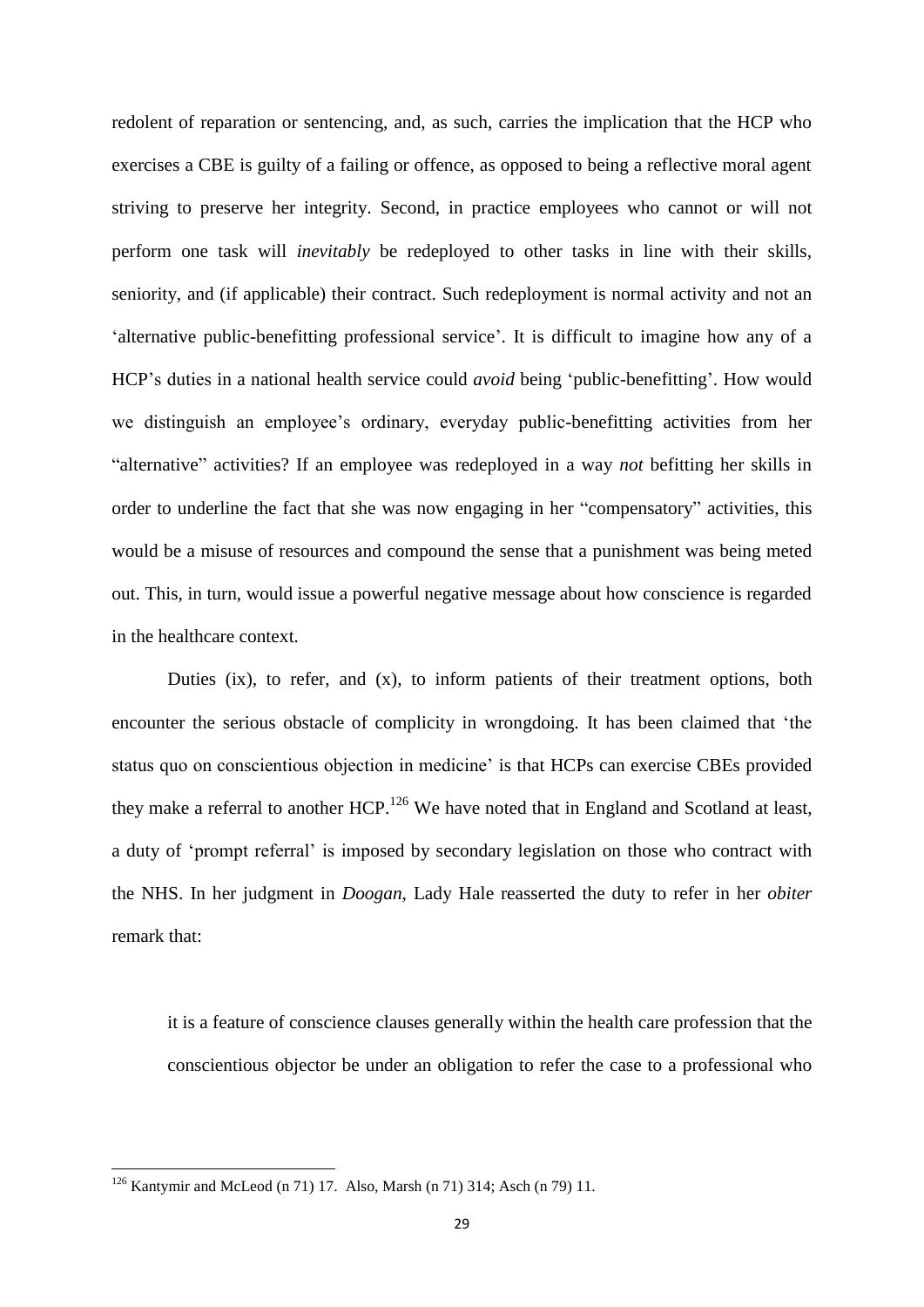redolent of reparation or sentencing, and, as such, carries the implication that the HCP who exercises a CBE is guilty of a failing or offence, as opposed to being a reflective moral agent striving to preserve her integrity. Second, in practice employees who cannot or will not perform one task will *inevitably* be redeployed to other tasks in line with their skills, seniority, and (if applicable) their contract. Such redeployment is normal activity and not an 'alternative public-benefitting professional service'. It is difficult to imagine how any of a HCP's duties in a national health service could *avoid* being 'public-benefitting'. How would we distinguish an employee's ordinary, everyday public-benefitting activities from her "alternative" activities? If an employee was redeployed in a way *not* befitting her skills in order to underline the fact that she was now engaging in her "compensatory" activities, this would be a misuse of resources and compound the sense that a punishment was being meted out. This, in turn, would issue a powerful negative message about how conscience is regarded in the healthcare context.

Duties (ix), to refer, and (x), to inform patients of their treatment options, both encounter the serious obstacle of complicity in wrongdoing. It has been claimed that 'the status quo on conscientious objection in medicine' is that HCPs can exercise CBEs provided they make a referral to another HCP.[126] We have noted that in England and Scotland at least, a duty of 'prompt referral' is imposed by secondary legislation on those who contract with the NHS. In her judgment in *Doogan*, Lady Hale reasserted the duty to refer in her *obiter* remark that:

> it is a feature of conscience clauses generally within the health care profession that the conscientious objector be under an obligation to refer the case to a professional who

---

[126] Kantymir and McLeod (n 71) 17. Also, Marsh (n 71) 314; Asch (n 79) 11.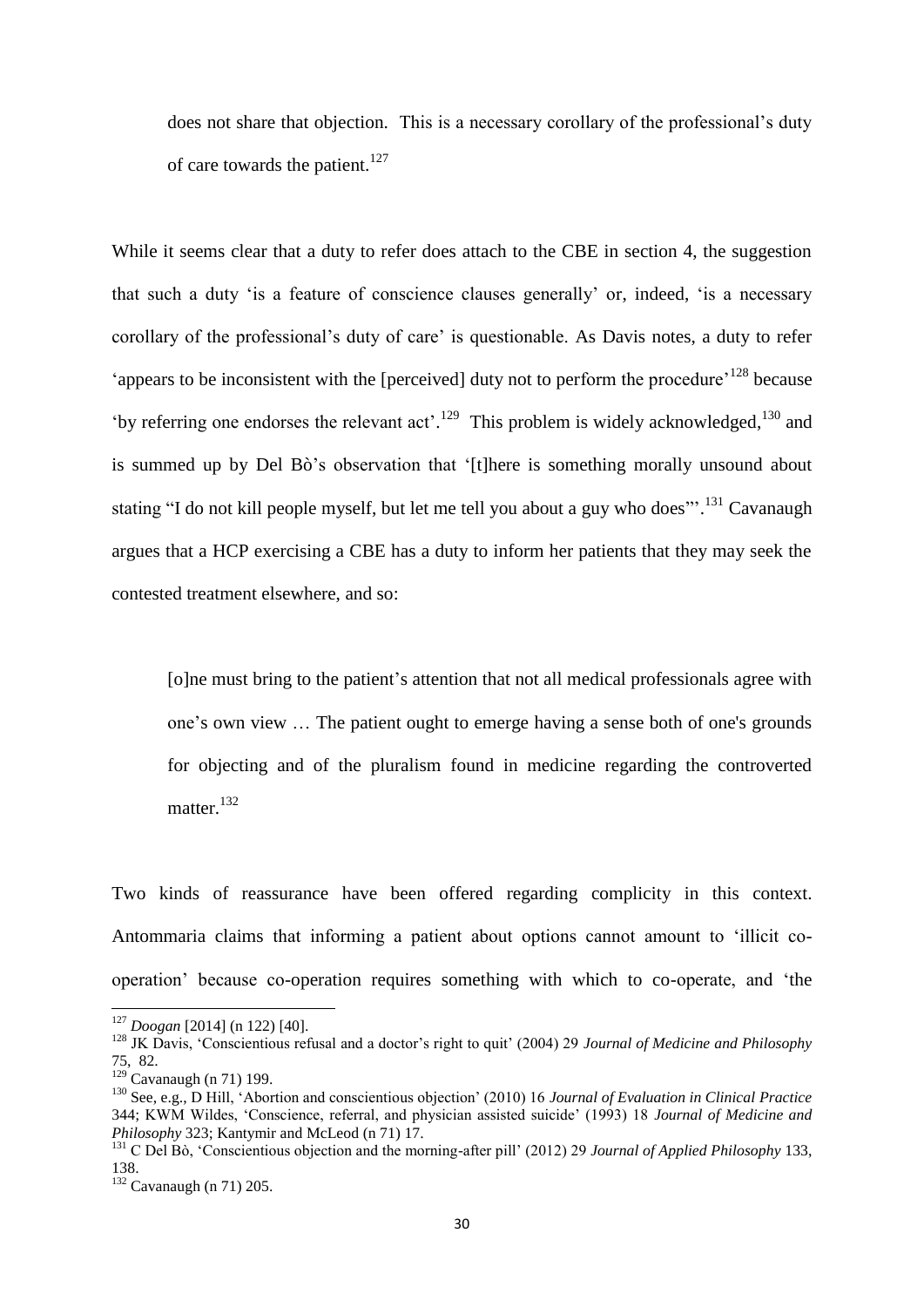does not share that objection. This is a necessary corollary of the professional's duty of care towards the patient.[127]

While it seems clear that a duty to refer does attach to the CBE in section 4, the suggestion that such a duty 'is a feature of conscience clauses generally' or, indeed, 'is a necessary corollary of the professional's duty of care' is questionable. As Davis notes, a duty to refer 'appears to be inconsistent with the [perceived] duty not to perform the procedure'[128] because 'by referring one endorses the relevant act'.[129] This problem is widely acknowledged,[130] and is summed up by Del Bò's observation that '[t]here is something morally unsound about stating "I do not kill people myself, but let me tell you about a guy who does"'.[131] Cavanaugh argues that a HCP exercising a CBE has a duty to inform her patients that they may seek the contested treatment elsewhere, and so:

> [o]ne must bring to the patient's attention that not all medical professionals agree with one's own view … The patient ought to emerge having a sense both of one's grounds for objecting and of the pluralism found in medicine regarding the controverted matter.[132]

Two kinds of reassurance have been offered regarding complicity in this context. Antommaria claims that informing a patient about options cannot amount to 'illicit co-operation' because co-operation requires something with which to co-operate, and 'the

---

[127] *Doogan* [2014] (n 122) [40].

[128] JK Davis, 'Conscientious refusal and a doctor's right to quit' (2004) 29 *Journal of Medicine and Philosophy* 75, 82.

[129] Cavanaugh (n 71) 199.

[130] See, e.g., D Hill, 'Abortion and conscientious objection' (2010) 16 *Journal of Evaluation in Clinical Practice* 344; KWM Wildes, 'Conscience, referral, and physician assisted suicide' (1993) 18 *Journal of Medicine and Philosophy* 323; Kantymir and McLeod (n 71) 17.

[131] C Del Bò, 'Conscientious objection and the morning-after pill' (2012) 29 *Journal of Applied Philosophy* 133, 138.

[132] Cavanaugh (n 71) 205.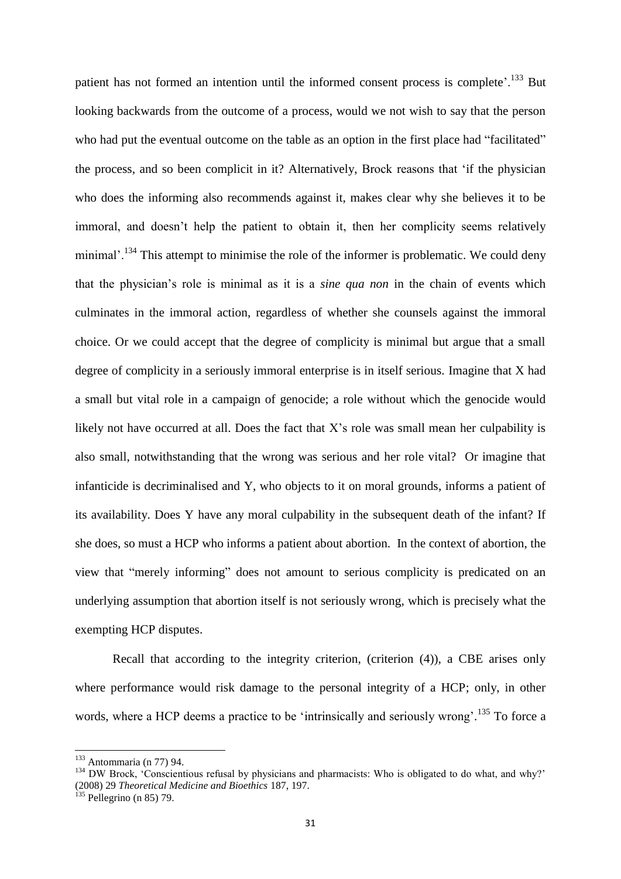patient has not formed an intention until the informed consent process is complete'.[133] But looking backwards from the outcome of a process, would we not wish to say that the person who had put the eventual outcome on the table as an option in the first place had "facilitated" the process, and so been complicit in it? Alternatively, Brock reasons that 'if the physician who does the informing also recommends against it, makes clear why she believes it to be immoral, and doesn't help the patient to obtain it, then her complicity seems relatively minimal'.[134] This attempt to minimise the role of the informer is problematic. We could deny that the physician's role is minimal as it is a *sine qua non* in the chain of events which culminates in the immoral action, regardless of whether she counsels against the immoral choice. Or we could accept that the degree of complicity is minimal but argue that a small degree of complicity in a seriously immoral enterprise is in itself serious. Imagine that X had a small but vital role in a campaign of genocide; a role without which the genocide would likely not have occurred at all. Does the fact that X's role was small mean her culpability is also small, notwithstanding that the wrong was serious and her role vital? Or imagine that infanticide is decriminalised and Y, who objects to it on moral grounds, informs a patient of its availability. Does Y have any moral culpability in the subsequent death of the infant? If she does, so must a HCP who informs a patient about abortion. In the context of abortion, the view that "merely informing" does not amount to serious complicity is predicated on an underlying assumption that abortion itself is not seriously wrong, which is precisely what the exempting HCP disputes.

Recall that according to the integrity criterion, (criterion (4)), a CBE arises only where performance would risk damage to the personal integrity of a HCP; only, in other words, where a HCP deems a practice to be 'intrinsically and seriously wrong'.[135] To force a

---

[133] Antommaria (n 77) 94.

[134] DW Brock, 'Conscientious refusal by physicians and pharmacists: Who is obligated to do what, and why?' (2008) 29 *Theoretical Medicine and Bioethics* 187, 197.

[135] Pellegrino (n 85) 79.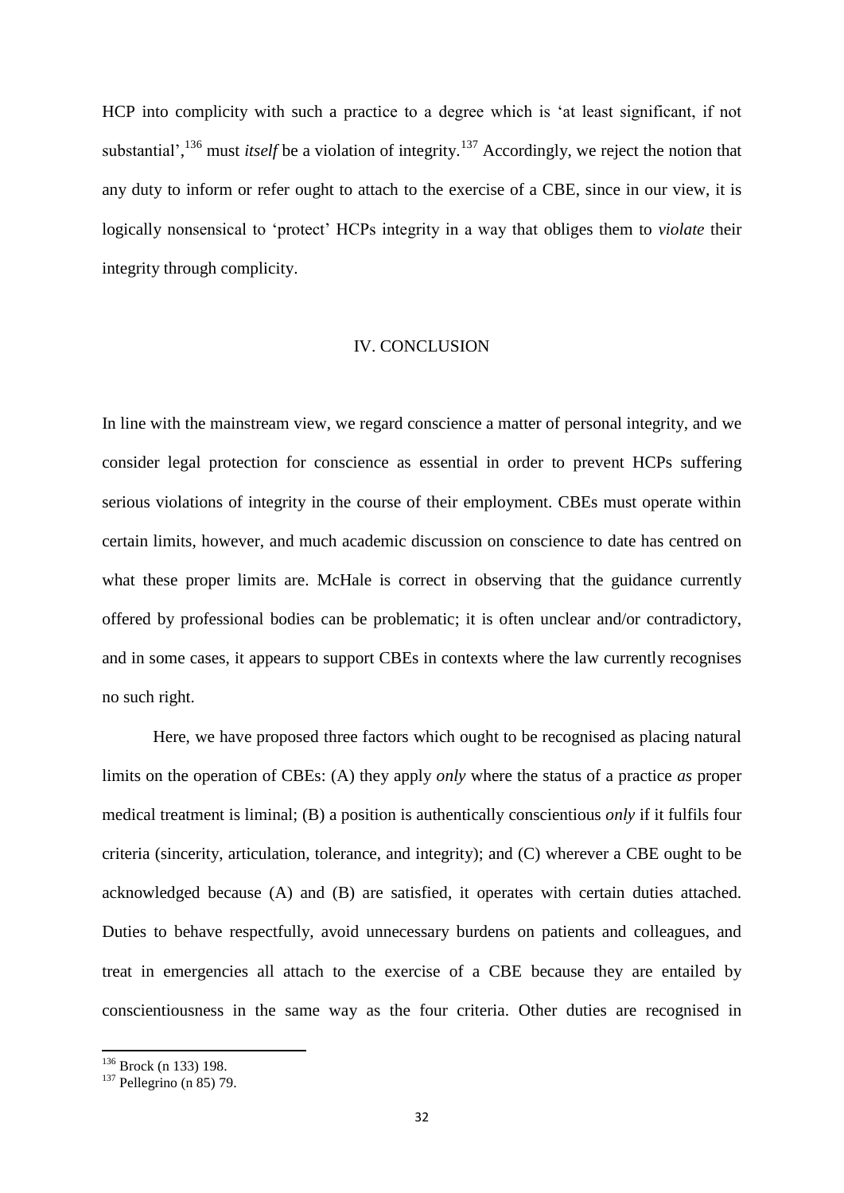HCP into complicity with such a practice to a degree which is 'at least significant, if not substantial',[136] must *itself* be a violation of integrity.[137] Accordingly, we reject the notion that any duty to inform or refer ought to attach to the exercise of a CBE, since in our view, it is logically nonsensical to 'protect' HCPs integrity in a way that obliges them to *violate* their integrity through complicity.

## IV. CONCLUSION

In line with the mainstream view, we regard conscience a matter of personal integrity, and we consider legal protection for conscience as essential in order to prevent HCPs suffering serious violations of integrity in the course of their employment. CBEs must operate within certain limits, however, and much academic discussion on conscience to date has centred on what these proper limits are. McHale is correct in observing that the guidance currently offered by professional bodies can be problematic; it is often unclear and/or contradictory, and in some cases, it appears to support CBEs in contexts where the law currently recognises no such right.

Here, we have proposed three factors which ought to be recognised as placing natural limits on the operation of CBEs: (A) they apply *only* where the status of a practice *as* proper medical treatment is liminal; (B) a position is authentically conscientious *only* if it fulfils four criteria (sincerity, articulation, tolerance, and integrity); and (C) wherever a CBE ought to be acknowledged because (A) and (B) are satisfied, it operates with certain duties attached. Duties to behave respectfully, avoid unnecessary burdens on patients and colleagues, and treat in emergencies all attach to the exercise of a CBE because they are entailed by conscientiousness in the same way as the four criteria. Other duties are recognised in

---

[136] Brock (n 133) 198.

[137] Pellegrino (n 85) 79.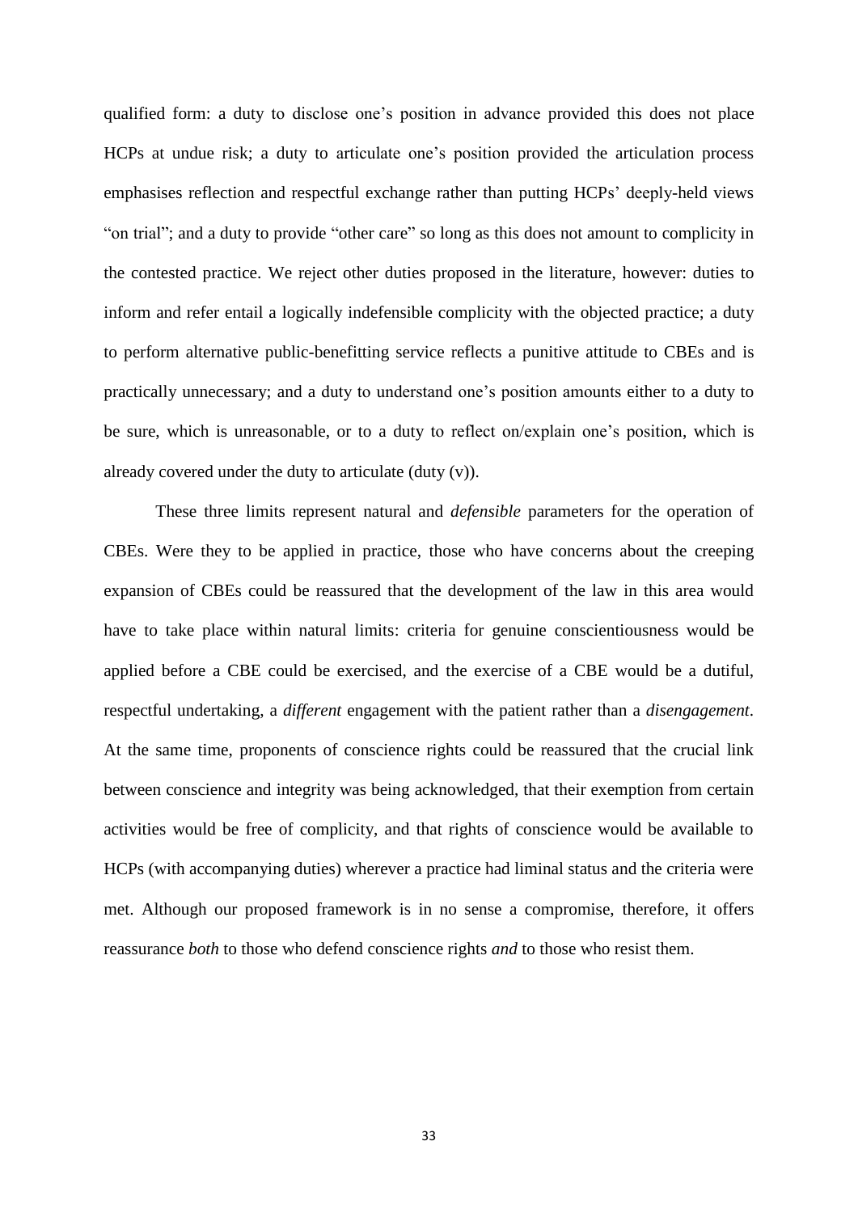qualified form: a duty to disclose one's position in advance provided this does not place HCPs at undue risk; a duty to articulate one's position provided the articulation process emphasises reflection and respectful exchange rather than putting HCPs' deeply-held views "on trial"; and a duty to provide "other care" so long as this does not amount to complicity in the contested practice. We reject other duties proposed in the literature, however: duties to inform and refer entail a logically indefensible complicity with the objected practice; a duty to perform alternative public-benefitting service reflects a punitive attitude to CBEs and is practically unnecessary; and a duty to understand one's position amounts either to a duty to be sure, which is unreasonable, or to a duty to reflect on/explain one's position, which is already covered under the duty to articulate (duty (v)).

These three limits represent natural and *defensible* parameters for the operation of CBEs. Were they to be applied in practice, those who have concerns about the creeping expansion of CBEs could be reassured that the development of the law in this area would have to take place within natural limits: criteria for genuine conscientiousness would be applied before a CBE could be exercised, and the exercise of a CBE would be a dutiful, respectful undertaking, a *different* engagement with the patient rather than a *disengagement*. At the same time, proponents of conscience rights could be reassured that the crucial link between conscience and integrity was being acknowledged, that their exemption from certain activities would be free of complicity, and that rights of conscience would be available to HCPs (with accompanying duties) wherever a practice had liminal status and the criteria were met. Although our proposed framework is in no sense a compromise, therefore, it offers reassurance *both* to those who defend conscience rights *and* to those who resist them.